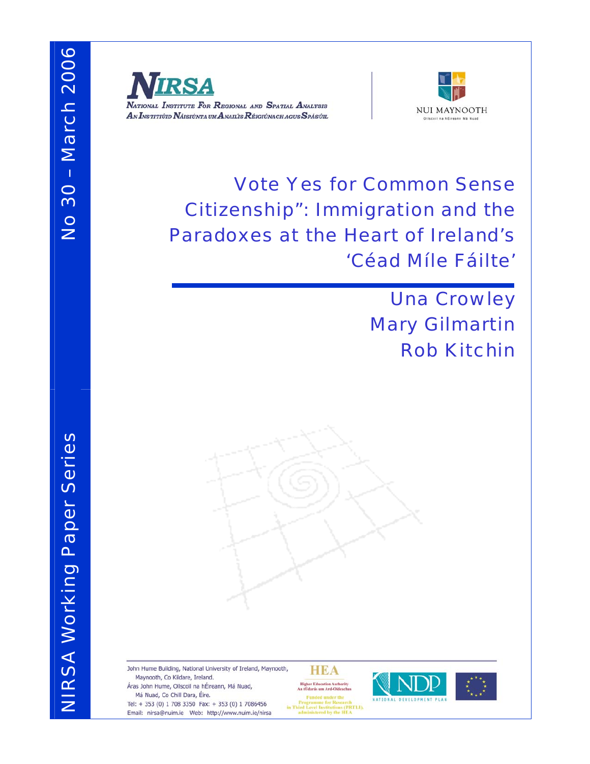NIRSA Working Paper Series

No 30 – March 2006

**NIRSA**
National Institute For Regional and Spatial Analysis
An Institiúid Náisiúnta um Anailís Réigiúnach agus Spásúil

NUI MAYNOOTH
Ollscoil na hÉireann Má Nuad

# Vote Yes for Common Sense Citizenship": Immigration and the Paradoxes at the Heart of Ireland's 'Céad Míle Fáilte'

Una Crowley
Mary Gilmartin
Rob Kitchin

John Hume Building, National University of Ireland, Maynooth, Maynooth, Co Kildare, Ireland.
Áras John Hume, Ollscoil na hÉireann, Má Nuad, Má Nuad, Co Chill Dara, Éire.
Tel: + 353 (0) 1 708 3350 Fax: + 353 (0) 1 7086456
Email: nirsa@nuim.ie Web: http://www.nuim.ie/nirsa

HEA
Higher Education Authority
An tÚdarás um Ard-Oideachas
Funded under the Programme for Research in Third Level Institutions (PRTLI), administered by the HEA

NDP
NATIONAL DEVELOPMENT PLAN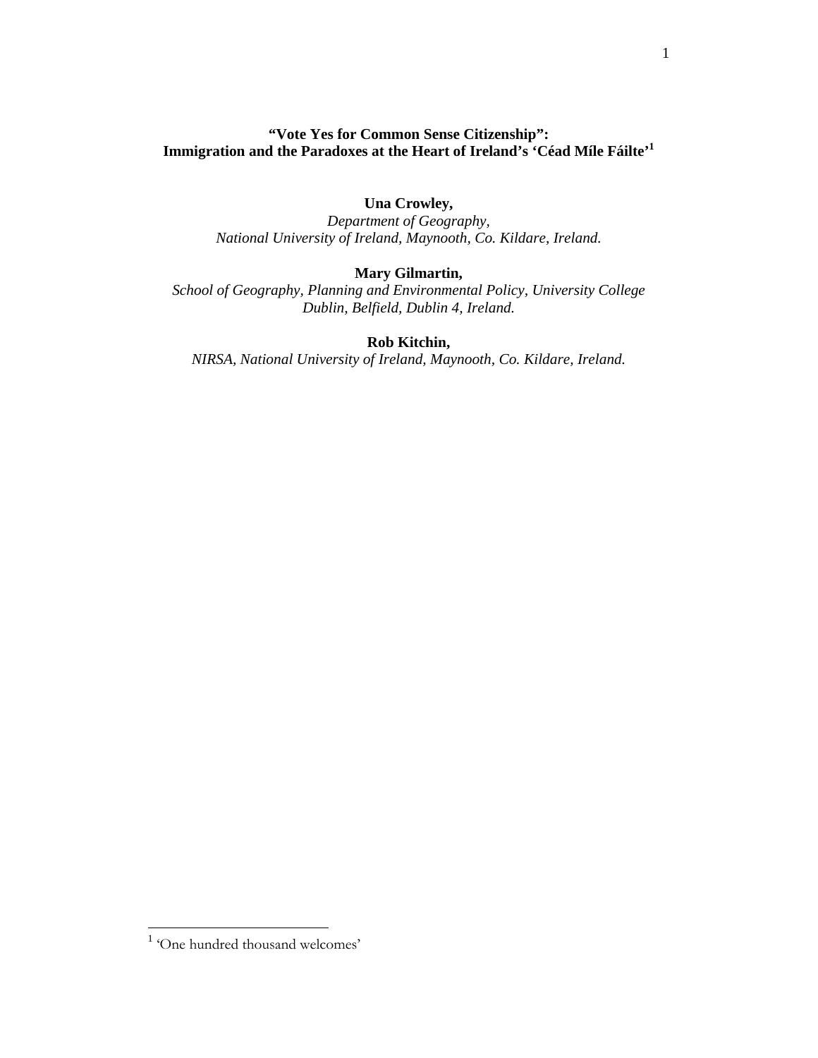# "Vote Yes for Common Sense Citizenship": Immigration and the Paradoxes at the Heart of Ireland's 'Céad Míle Fáilte'[1]

**Una Crowley,**
*Department of Geography,*
*National University of Ireland, Maynooth, Co. Kildare, Ireland.*

**Mary Gilmartin,**
*School of Geography, Planning and Environmental Policy, University College Dublin, Belfield, Dublin 4, Ireland.*

**Rob Kitchin,**
*NIRSA, National University of Ireland, Maynooth, Co. Kildare, Ireland.*

---

[1] 'One hundred thousand welcomes'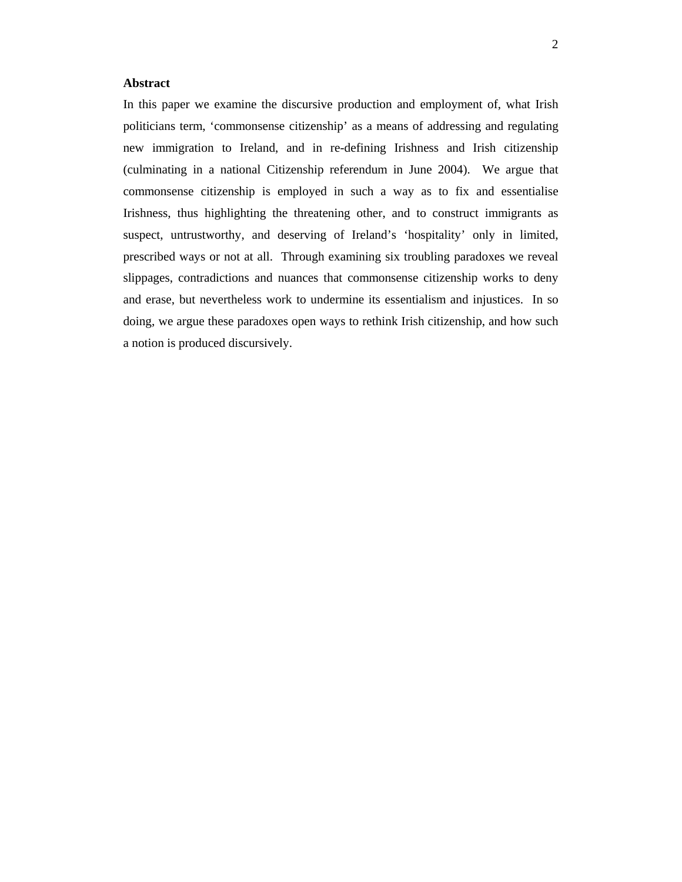**Abstract**

In this paper we examine the discursive production and employment of, what Irish politicians term, ‘commonsense citizenship’ as a means of addressing and regulating new immigration to Ireland, and in re-defining Irishness and Irish citizenship (culminating in a national Citizenship referendum in June 2004). We argue that commonsense citizenship is employed in such a way as to fix and essentialise Irishness, thus highlighting the threatening other, and to construct immigrants as suspect, untrustworthy, and deserving of Ireland’s ‘hospitality’ only in limited, prescribed ways or not at all. Through examining six troubling paradoxes we reveal slippages, contradictions and nuances that commonsense citizenship works to deny and erase, but nevertheless work to undermine its essentialism and injustices. In so doing, we argue these paradoxes open ways to rethink Irish citizenship, and how such a notion is produced discursively.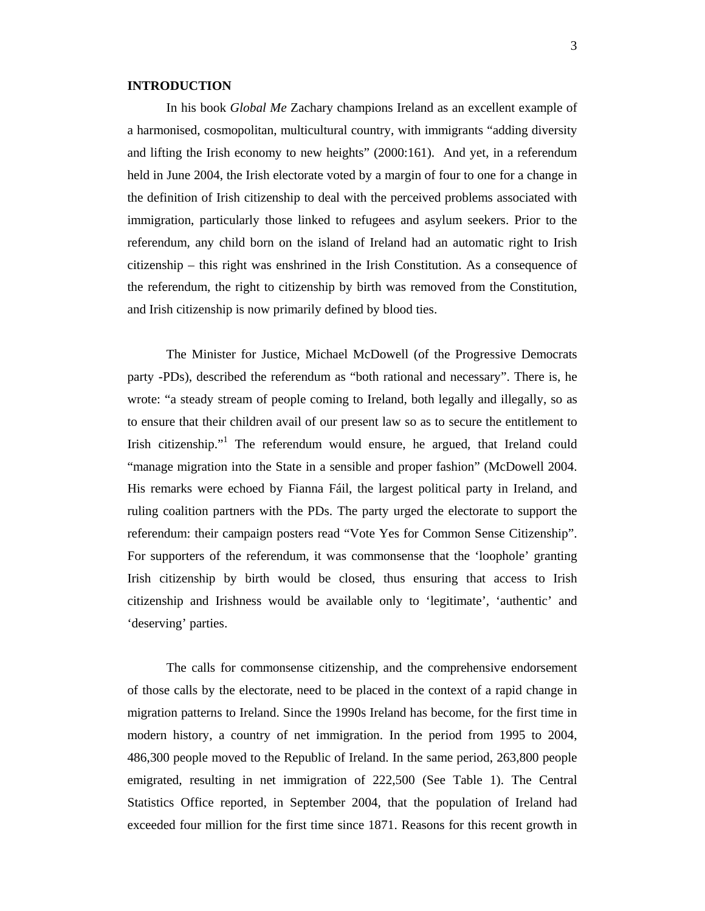**INTRODUCTION**

In his book *Global Me* Zachary champions Ireland as an excellent example of a harmonised, cosmopolitan, multicultural country, with immigrants "adding diversity and lifting the Irish economy to new heights" (2000:161). And yet, in a referendum held in June 2004, the Irish electorate voted by a margin of four to one for a change in the definition of Irish citizenship to deal with the perceived problems associated with immigration, particularly those linked to refugees and asylum seekers. Prior to the referendum, any child born on the island of Ireland had an automatic right to Irish citizenship – this right was enshrined in the Irish Constitution. As a consequence of the referendum, the right to citizenship by birth was removed from the Constitution, and Irish citizenship is now primarily defined by blood ties.

The Minister for Justice, Michael McDowell (of the Progressive Democrats party -PDs), described the referendum as "both rational and necessary". There is, he wrote: "a steady stream of people coming to Ireland, both legally and illegally, so as to ensure that their children avail of our present law so as to secure the entitlement to Irish citizenship."[1] The referendum would ensure, he argued, that Ireland could "manage migration into the State in a sensible and proper fashion" (McDowell 2004. His remarks were echoed by Fianna Fáil, the largest political party in Ireland, and ruling coalition partners with the PDs. The party urged the electorate to support the referendum: their campaign posters read "Vote Yes for Common Sense Citizenship". For supporters of the referendum, it was commonsense that the 'loophole' granting Irish citizenship by birth would be closed, thus ensuring that access to Irish citizenship and Irishness would be available only to 'legitimate', 'authentic' and 'deserving' parties.

The calls for commonsense citizenship, and the comprehensive endorsement of those calls by the electorate, need to be placed in the context of a rapid change in migration patterns to Ireland. Since the 1990s Ireland has become, for the first time in modern history, a country of net immigration. In the period from 1995 to 2004, 486,300 people moved to the Republic of Ireland. In the same period, 263,800 people emigrated, resulting in net immigration of 222,500 (See Table 1). The Central Statistics Office reported, in September 2004, that the population of Ireland had exceeded four million for the first time since 1871. Reasons for this recent growth in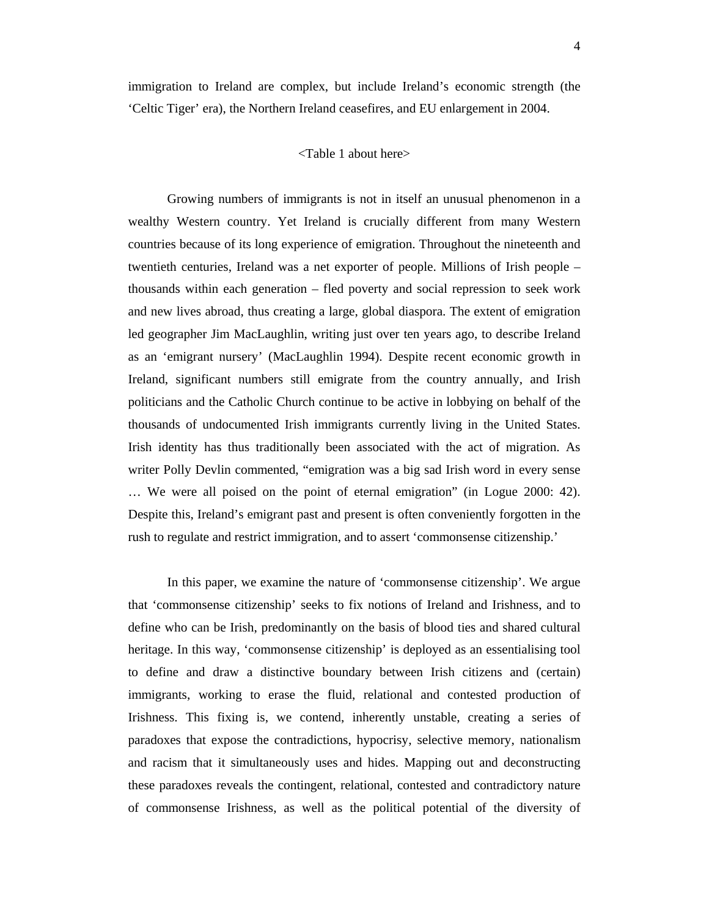immigration to Ireland are complex, but include Ireland's economic strength (the 'Celtic Tiger' era), the Northern Ireland ceasefires, and EU enlargement in 2004.

<Table 1 about here>

Growing numbers of immigrants is not in itself an unusual phenomenon in a wealthy Western country. Yet Ireland is crucially different from many Western countries because of its long experience of emigration. Throughout the nineteenth and twentieth centuries, Ireland was a net exporter of people. Millions of Irish people – thousands within each generation – fled poverty and social repression to seek work and new lives abroad, thus creating a large, global diaspora. The extent of emigration led geographer Jim MacLaughlin, writing just over ten years ago, to describe Ireland as an 'emigrant nursery' (MacLaughlin 1994). Despite recent economic growth in Ireland, significant numbers still emigrate from the country annually, and Irish politicians and the Catholic Church continue to be active in lobbying on behalf of the thousands of undocumented Irish immigrants currently living in the United States. Irish identity has thus traditionally been associated with the act of migration. As writer Polly Devlin commented, "emigration was a big sad Irish word in every sense … We were all poised on the point of eternal emigration" (in Logue 2000: 42). Despite this, Ireland's emigrant past and present is often conveniently forgotten in the rush to regulate and restrict immigration, and to assert 'commonsense citizenship.'

In this paper, we examine the nature of 'commonsense citizenship'. We argue that 'commonsense citizenship' seeks to fix notions of Ireland and Irishness, and to define who can be Irish, predominantly on the basis of blood ties and shared cultural heritage. In this way, 'commonsense citizenship' is deployed as an essentialising tool to define and draw a distinctive boundary between Irish citizens and (certain) immigrants, working to erase the fluid, relational and contested production of Irishness. This fixing is, we contend, inherently unstable, creating a series of paradoxes that expose the contradictions, hypocrisy, selective memory, nationalism and racism that it simultaneously uses and hides. Mapping out and deconstructing these paradoxes reveals the contingent, relational, contested and contradictory nature of commonsense Irishness, as well as the political potential of the diversity of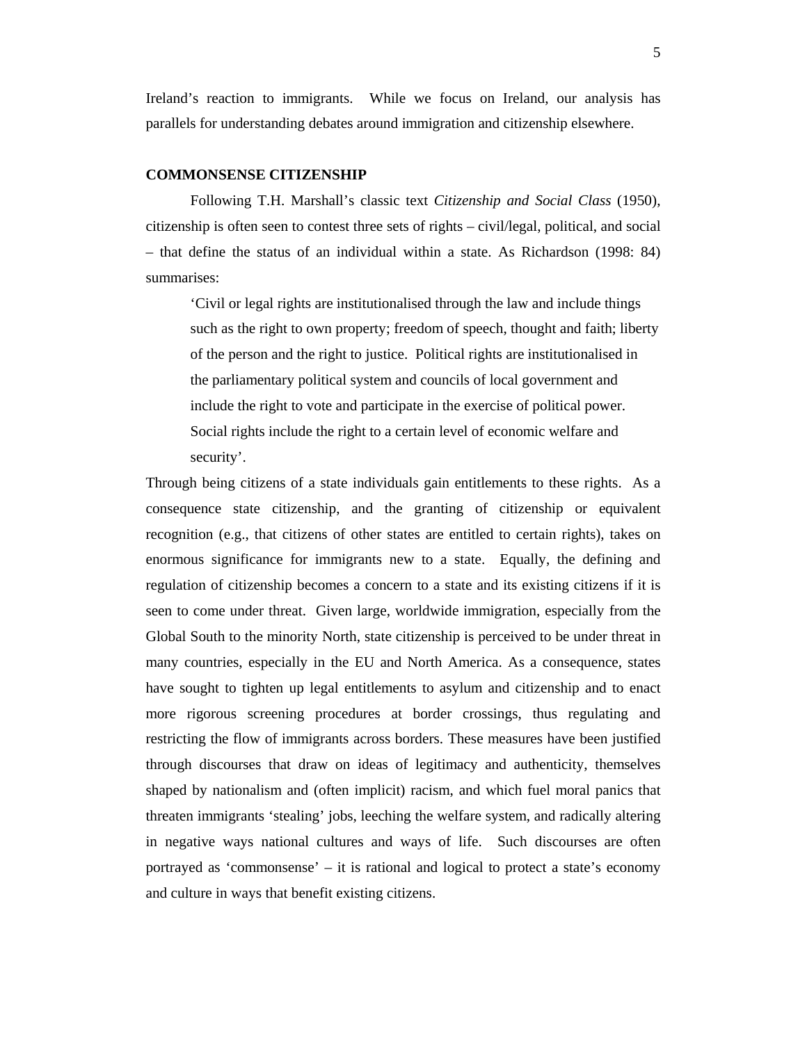Ireland's reaction to immigrants. While we focus on Ireland, our analysis has parallels for understanding debates around immigration and citizenship elsewhere.

## COMMONSENSE CITIZENSHIP

Following T.H. Marshall's classic text *Citizenship and Social Class* (1950), citizenship is often seen to contest three sets of rights – civil/legal, political, and social – that define the status of an individual within a state. As Richardson (1998: 84) summarises:

> 'Civil or legal rights are institutionalised through the law and include things such as the right to own property; freedom of speech, thought and faith; liberty of the person and the right to justice. Political rights are institutionalised in the parliamentary political system and councils of local government and include the right to vote and participate in the exercise of political power. Social rights include the right to a certain level of economic welfare and security'.

Through being citizens of a state individuals gain entitlements to these rights. As a consequence state citizenship, and the granting of citizenship or equivalent recognition (e.g., that citizens of other states are entitled to certain rights), takes on enormous significance for immigrants new to a state. Equally, the defining and regulation of citizenship becomes a concern to a state and its existing citizens if it is seen to come under threat. Given large, worldwide immigration, especially from the Global South to the minority North, state citizenship is perceived to be under threat in many countries, especially in the EU and North America. As a consequence, states have sought to tighten up legal entitlements to asylum and citizenship and to enact more rigorous screening procedures at border crossings, thus regulating and restricting the flow of immigrants across borders. These measures have been justified through discourses that draw on ideas of legitimacy and authenticity, themselves shaped by nationalism and (often implicit) racism, and which fuel moral panics that threaten immigrants 'stealing' jobs, leeching the welfare system, and radically altering in negative ways national cultures and ways of life. Such discourses are often portrayed as 'commonsense' – it is rational and logical to protect a state's economy and culture in ways that benefit existing citizens.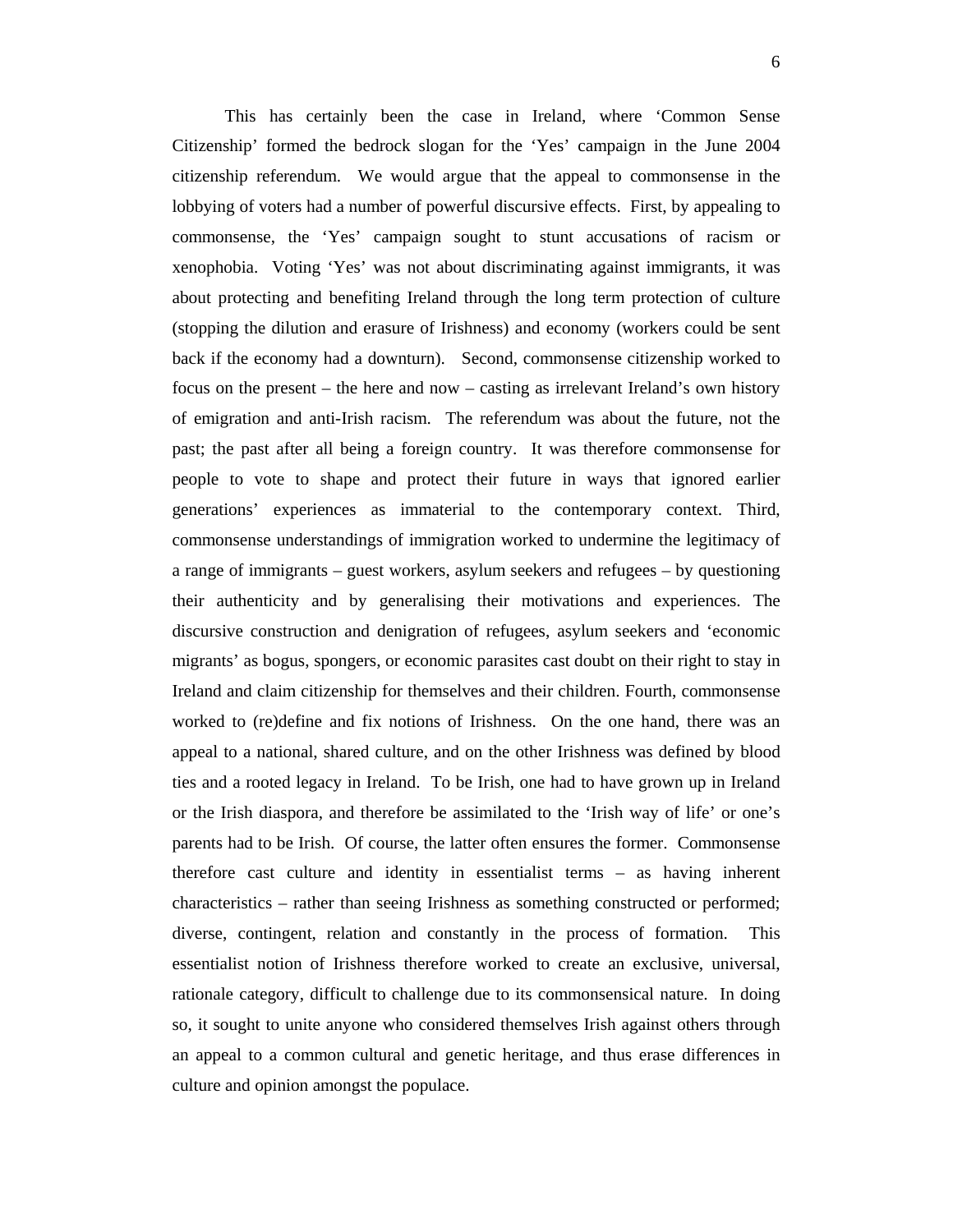This has certainly been the case in Ireland, where 'Common Sense Citizenship' formed the bedrock slogan for the 'Yes' campaign in the June 2004 citizenship referendum. We would argue that the appeal to commonsense in the lobbying of voters had a number of powerful discursive effects. First, by appealing to commonsense, the 'Yes' campaign sought to stunt accusations of racism or xenophobia. Voting 'Yes' was not about discriminating against immigrants, it was about protecting and benefiting Ireland through the long term protection of culture (stopping the dilution and erasure of Irishness) and economy (workers could be sent back if the economy had a downturn). Second, commonsense citizenship worked to focus on the present – the here and now – casting as irrelevant Ireland's own history of emigration and anti-Irish racism. The referendum was about the future, not the past; the past after all being a foreign country. It was therefore commonsense for people to vote to shape and protect their future in ways that ignored earlier generations' experiences as immaterial to the contemporary context. Third, commonsense understandings of immigration worked to undermine the legitimacy of a range of immigrants – guest workers, asylum seekers and refugees – by questioning their authenticity and by generalising their motivations and experiences. The discursive construction and denigration of refugees, asylum seekers and 'economic migrants' as bogus, spongers, or economic parasites cast doubt on their right to stay in Ireland and claim citizenship for themselves and their children. Fourth, commonsense worked to (re)define and fix notions of Irishness. On the one hand, there was an appeal to a national, shared culture, and on the other Irishness was defined by blood ties and a rooted legacy in Ireland. To be Irish, one had to have grown up in Ireland or the Irish diaspora, and therefore be assimilated to the 'Irish way of life' or one's parents had to be Irish. Of course, the latter often ensures the former. Commonsense therefore cast culture and identity in essentialist terms – as having inherent characteristics – rather than seeing Irishness as something constructed or performed; diverse, contingent, relation and constantly in the process of formation. This essentialist notion of Irishness therefore worked to create an exclusive, universal, rationale category, difficult to challenge due to its commonsensical nature. In doing so, it sought to unite anyone who considered themselves Irish against others through an appeal to a common cultural and genetic heritage, and thus erase differences in culture and opinion amongst the populace.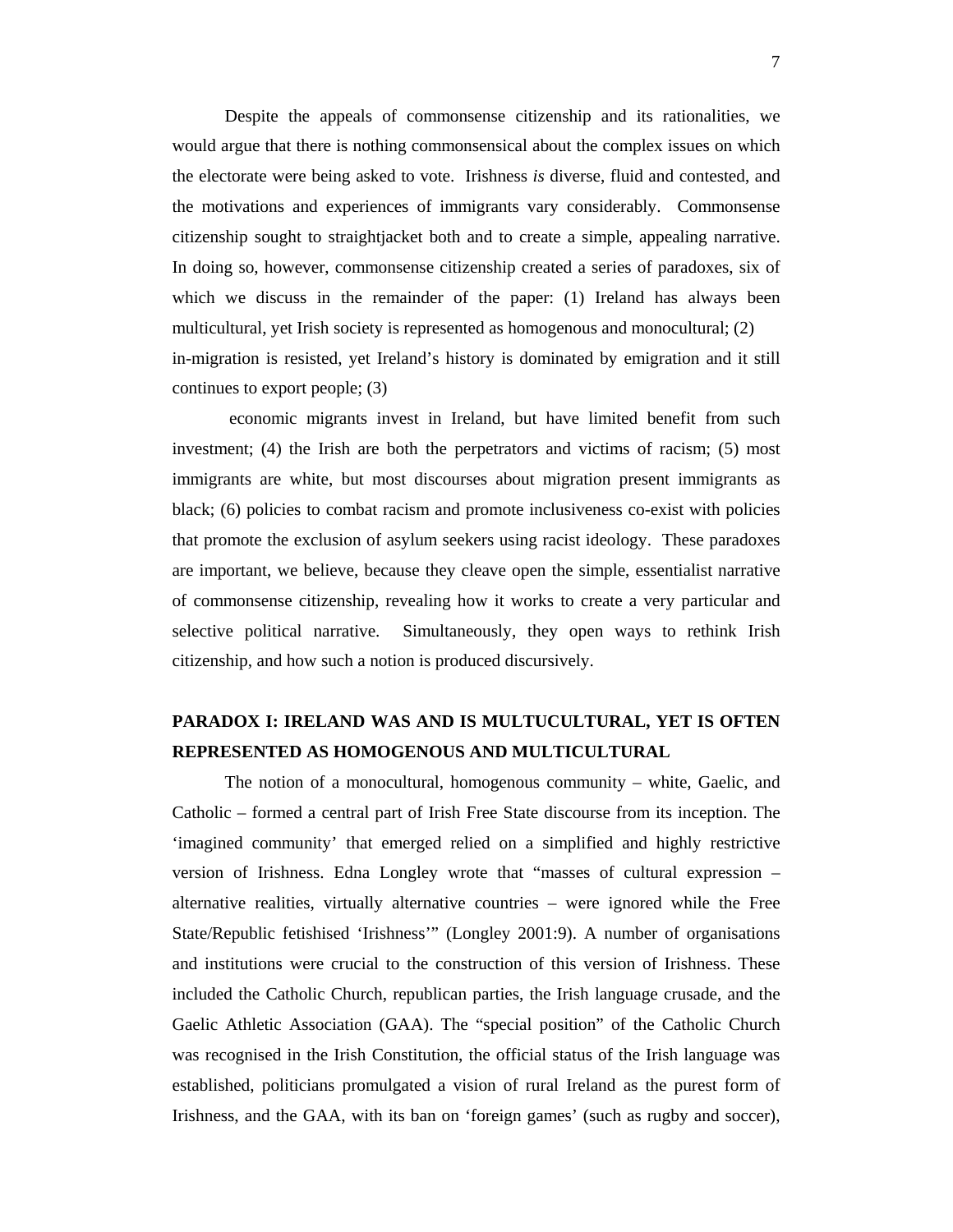Despite the appeals of commonsense citizenship and its rationalities, we would argue that there is nothing commonsensical about the complex issues on which the electorate were being asked to vote. Irishness *is* diverse, fluid and contested, and the motivations and experiences of immigrants vary considerably. Commonsense citizenship sought to straightjacket both and to create a simple, appealing narrative. In doing so, however, commonsense citizenship created a series of paradoxes, six of which we discuss in the remainder of the paper: (1) Ireland has always been multicultural, yet Irish society is represented as homogenous and monocultural; (2) in-migration is resisted, yet Ireland's history is dominated by emigration and it still continues to export people; (3)

economic migrants invest in Ireland, but have limited benefit from such investment; (4) the Irish are both the perpetrators and victims of racism; (5) most immigrants are white, but most discourses about migration present immigrants as black; (6) policies to combat racism and promote inclusiveness co-exist with policies that promote the exclusion of asylum seekers using racist ideology. These paradoxes are important, we believe, because they cleave open the simple, essentialist narrative of commonsense citizenship, revealing how it works to create a very particular and selective political narrative. Simultaneously, they open ways to rethink Irish citizenship, and how such a notion is produced discursively.

## PARADOX I: IRELAND WAS AND IS MULTUCULTURAL, YET IS OFTEN REPRESENTED AS HOMOGENOUS AND MULTICULTURAL

The notion of a monocultural, homogenous community – white, Gaelic, and Catholic – formed a central part of Irish Free State discourse from its inception. The 'imagined community' that emerged relied on a simplified and highly restrictive version of Irishness. Edna Longley wrote that "masses of cultural expression – alternative realities, virtually alternative countries – were ignored while the Free State/Republic fetishised 'Irishness'" (Longley 2001:9). A number of organisations and institutions were crucial to the construction of this version of Irishness. These included the Catholic Church, republican parties, the Irish language crusade, and the Gaelic Athletic Association (GAA). The "special position" of the Catholic Church was recognised in the Irish Constitution, the official status of the Irish language was established, politicians promulgated a vision of rural Ireland as the purest form of Irishness, and the GAA, with its ban on 'foreign games' (such as rugby and soccer),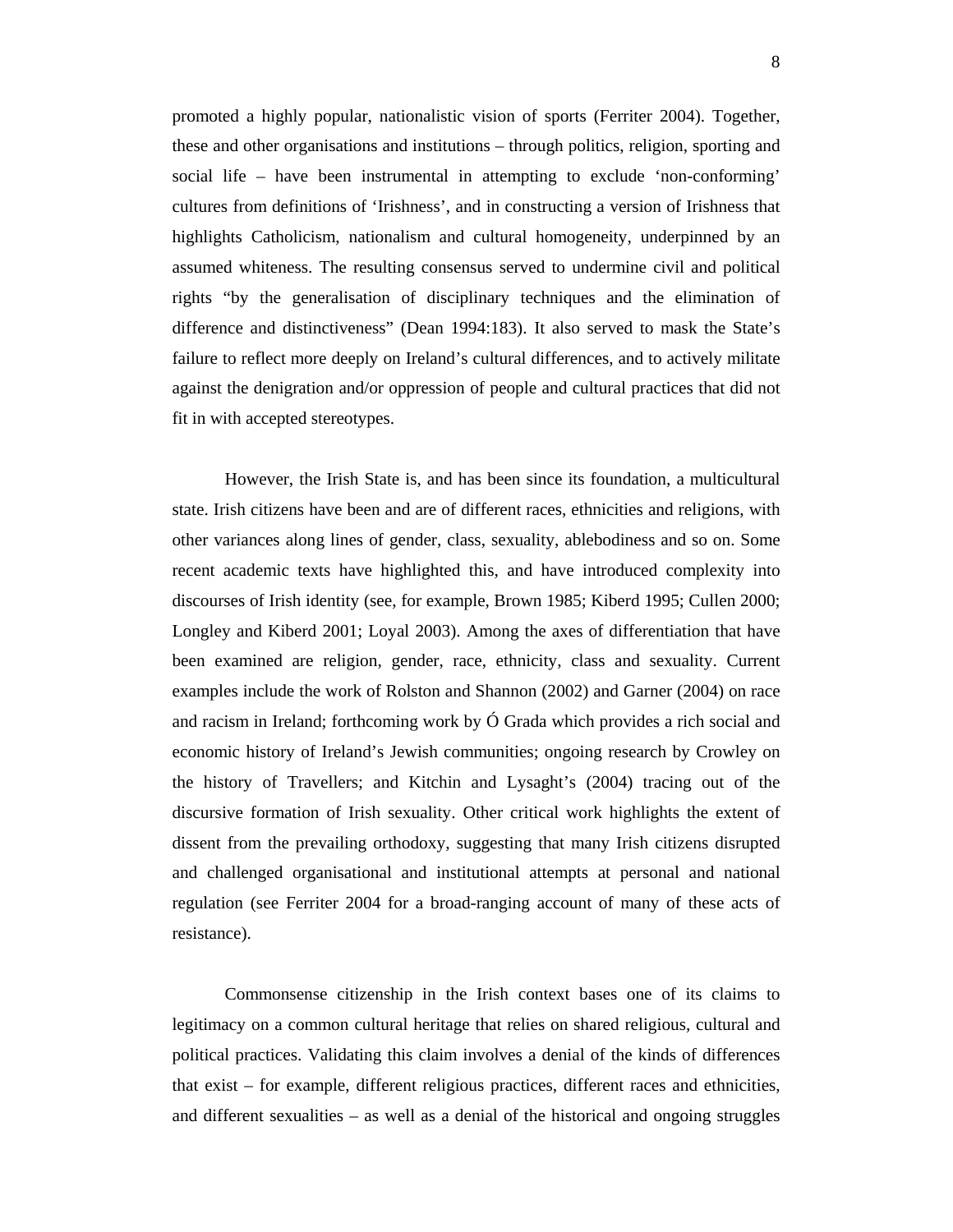promoted a highly popular, nationalistic vision of sports (Ferriter 2004). Together, these and other organisations and institutions – through politics, religion, sporting and social life – have been instrumental in attempting to exclude 'non-conforming' cultures from definitions of 'Irishness', and in constructing a version of Irishness that highlights Catholicism, nationalism and cultural homogeneity, underpinned by an assumed whiteness. The resulting consensus served to undermine civil and political rights "by the generalisation of disciplinary techniques and the elimination of difference and distinctiveness" (Dean 1994:183). It also served to mask the State's failure to reflect more deeply on Ireland's cultural differences, and to actively militate against the denigration and/or oppression of people and cultural practices that did not fit in with accepted stereotypes.

However, the Irish State is, and has been since its foundation, a multicultural state. Irish citizens have been and are of different races, ethnicities and religions, with other variances along lines of gender, class, sexuality, ablebodiness and so on. Some recent academic texts have highlighted this, and have introduced complexity into discourses of Irish identity (see, for example, Brown 1985; Kiberd 1995; Cullen 2000; Longley and Kiberd 2001; Loyal 2003). Among the axes of differentiation that have been examined are religion, gender, race, ethnicity, class and sexuality. Current examples include the work of Rolston and Shannon (2002) and Garner (2004) on race and racism in Ireland; forthcoming work by Ó Grada which provides a rich social and economic history of Ireland's Jewish communities; ongoing research by Crowley on the history of Travellers; and Kitchin and Lysaght's (2004) tracing out of the discursive formation of Irish sexuality. Other critical work highlights the extent of dissent from the prevailing orthodoxy, suggesting that many Irish citizens disrupted and challenged organisational and institutional attempts at personal and national regulation (see Ferriter 2004 for a broad-ranging account of many of these acts of resistance).

Commonsense citizenship in the Irish context bases one of its claims to legitimacy on a common cultural heritage that relies on shared religious, cultural and political practices. Validating this claim involves a denial of the kinds of differences that exist – for example, different religious practices, different races and ethnicities, and different sexualities – as well as a denial of the historical and ongoing struggles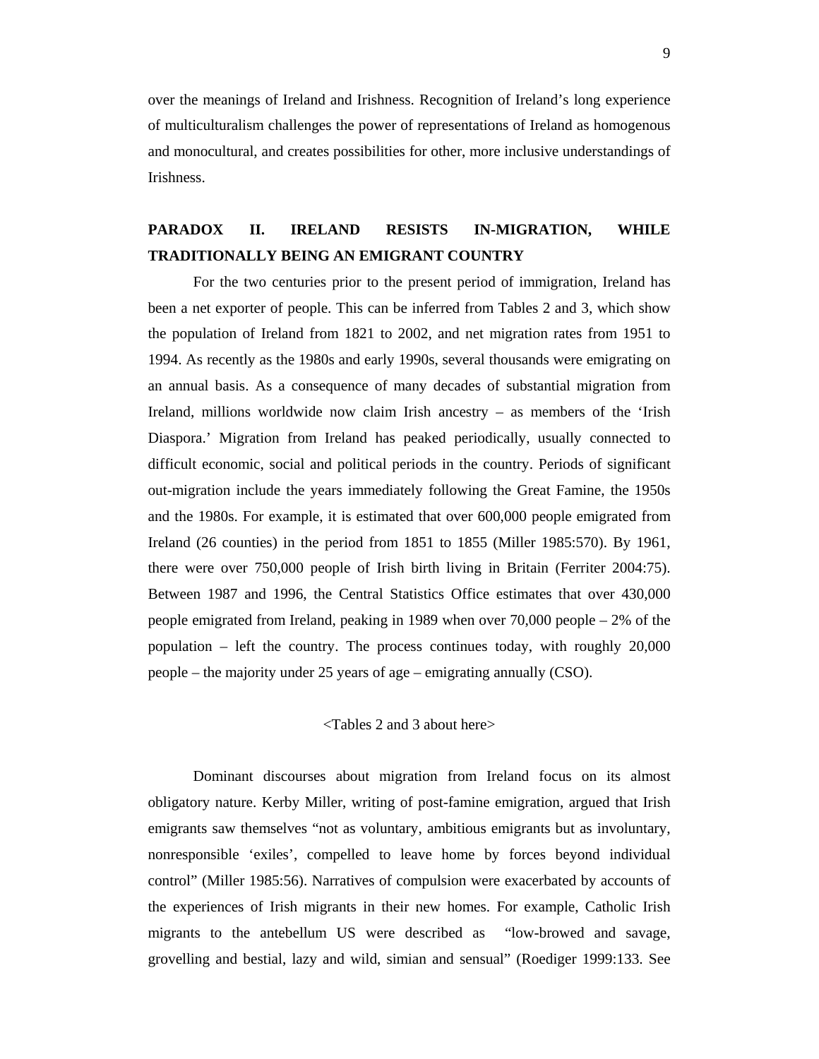over the meanings of Ireland and Irishness. Recognition of Ireland's long experience of multiculturalism challenges the power of representations of Ireland as homogenous and monocultural, and creates possibilities for other, more inclusive understandings of Irishness.

## PARADOX II. IRELAND RESISTS IN-MIGRATION, WHILE TRADITIONALLY BEING AN EMIGRANT COUNTRY

For the two centuries prior to the present period of immigration, Ireland has been a net exporter of people. This can be inferred from Tables 2 and 3, which show the population of Ireland from 1821 to 2002, and net migration rates from 1951 to 1994. As recently as the 1980s and early 1990s, several thousands were emigrating on an annual basis. As a consequence of many decades of substantial migration from Ireland, millions worldwide now claim Irish ancestry – as members of the 'Irish Diaspora.' Migration from Ireland has peaked periodically, usually connected to difficult economic, social and political periods in the country. Periods of significant out-migration include the years immediately following the Great Famine, the 1950s and the 1980s. For example, it is estimated that over 600,000 people emigrated from Ireland (26 counties) in the period from 1851 to 1855 (Miller 1985:570). By 1961, there were over 750,000 people of Irish birth living in Britain (Ferriter 2004:75). Between 1987 and 1996, the Central Statistics Office estimates that over 430,000 people emigrated from Ireland, peaking in 1989 when over 70,000 people – 2% of the population – left the country. The process continues today, with roughly 20,000 people – the majority under 25 years of age – emigrating annually (CSO).

<Tables 2 and 3 about here>

Dominant discourses about migration from Ireland focus on its almost obligatory nature. Kerby Miller, writing of post-famine emigration, argued that Irish emigrants saw themselves "not as voluntary, ambitious emigrants but as involuntary, nonresponsible 'exiles', compelled to leave home by forces beyond individual control" (Miller 1985:56). Narratives of compulsion were exacerbated by accounts of the experiences of Irish migrants in their new homes. For example, Catholic Irish migrants to the antebellum US were described as "low-browed and savage, grovelling and bestial, lazy and wild, simian and sensual" (Roediger 1999:133. See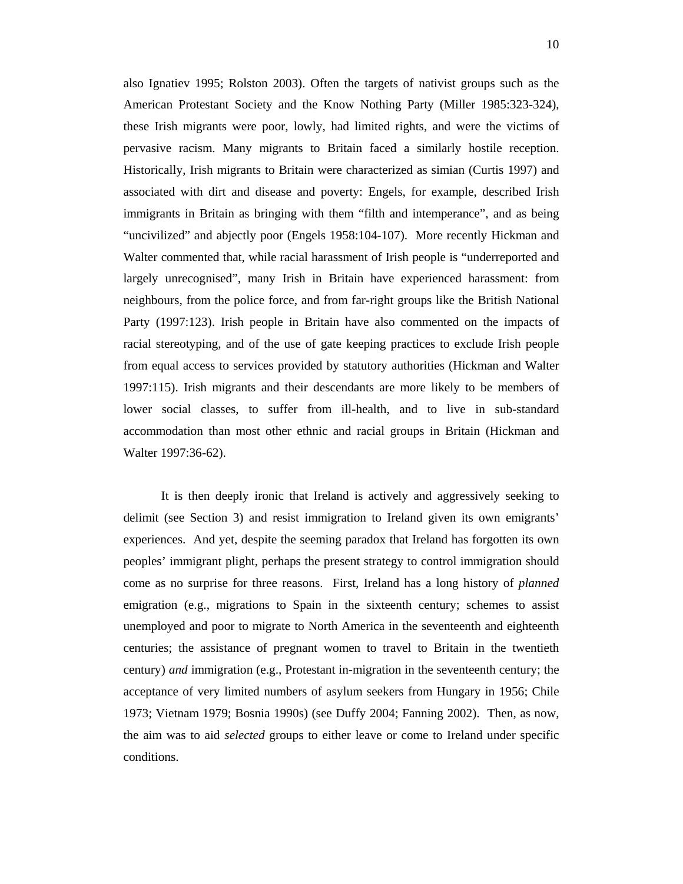also Ignatiev 1995; Rolston 2003). Often the targets of nativist groups such as the American Protestant Society and the Know Nothing Party (Miller 1985:323-324), these Irish migrants were poor, lowly, had limited rights, and were the victims of pervasive racism. Many migrants to Britain faced a similarly hostile reception. Historically, Irish migrants to Britain were characterized as simian (Curtis 1997) and associated with dirt and disease and poverty: Engels, for example, described Irish immigrants in Britain as bringing with them "filth and intemperance", and as being "uncivilized" and abjectly poor (Engels 1958:104-107). More recently Hickman and Walter commented that, while racial harassment of Irish people is "underreported and largely unrecognised", many Irish in Britain have experienced harassment: from neighbours, from the police force, and from far-right groups like the British National Party (1997:123). Irish people in Britain have also commented on the impacts of racial stereotyping, and of the use of gate keeping practices to exclude Irish people from equal access to services provided by statutory authorities (Hickman and Walter 1997:115). Irish migrants and their descendants are more likely to be members of lower social classes, to suffer from ill-health, and to live in sub-standard accommodation than most other ethnic and racial groups in Britain (Hickman and Walter 1997:36-62).

It is then deeply ironic that Ireland is actively and aggressively seeking to delimit (see Section 3) and resist immigration to Ireland given its own emigrants' experiences. And yet, despite the seeming paradox that Ireland has forgotten its own peoples' immigrant plight, perhaps the present strategy to control immigration should come as no surprise for three reasons. First, Ireland has a long history of *planned* emigration (e.g., migrations to Spain in the sixteenth century; schemes to assist unemployed and poor to migrate to North America in the seventeenth and eighteenth centuries; the assistance of pregnant women to travel to Britain in the twentieth century) *and* immigration (e.g., Protestant in-migration in the seventeenth century; the acceptance of very limited numbers of asylum seekers from Hungary in 1956; Chile 1973; Vietnam 1979; Bosnia 1990s) (see Duffy 2004; Fanning 2002). Then, as now, the aim was to aid *selected* groups to either leave or come to Ireland under specific conditions.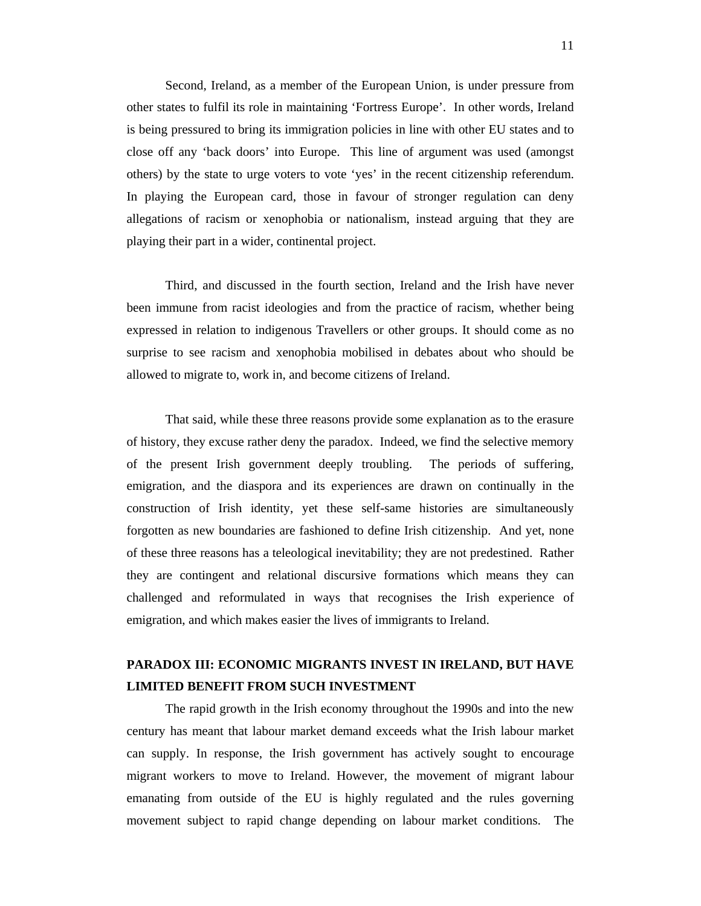Second, Ireland, as a member of the European Union, is under pressure from other states to fulfil its role in maintaining 'Fortress Europe'. In other words, Ireland is being pressured to bring its immigration policies in line with other EU states and to close off any 'back doors' into Europe. This line of argument was used (amongst others) by the state to urge voters to vote 'yes' in the recent citizenship referendum. In playing the European card, those in favour of stronger regulation can deny allegations of racism or xenophobia or nationalism, instead arguing that they are playing their part in a wider, continental project.

Third, and discussed in the fourth section, Ireland and the Irish have never been immune from racist ideologies and from the practice of racism, whether being expressed in relation to indigenous Travellers or other groups. It should come as no surprise to see racism and xenophobia mobilised in debates about who should be allowed to migrate to, work in, and become citizens of Ireland.

That said, while these three reasons provide some explanation as to the erasure of history, they excuse rather deny the paradox. Indeed, we find the selective memory of the present Irish government deeply troubling. The periods of suffering, emigration, and the diaspora and its experiences are drawn on continually in the construction of Irish identity, yet these self-same histories are simultaneously forgotten as new boundaries are fashioned to define Irish citizenship. And yet, none of these three reasons has a teleological inevitability; they are not predestined. Rather they are contingent and relational discursive formations which means they can challenged and reformulated in ways that recognises the Irish experience of emigration, and which makes easier the lives of immigrants to Ireland.

## PARADOX III: ECONOMIC MIGRANTS INVEST IN IRELAND, BUT HAVE LIMITED BENEFIT FROM SUCH INVESTMENT

The rapid growth in the Irish economy throughout the 1990s and into the new century has meant that labour market demand exceeds what the Irish labour market can supply. In response, the Irish government has actively sought to encourage migrant workers to move to Ireland. However, the movement of migrant labour emanating from outside of the EU is highly regulated and the rules governing movement subject to rapid change depending on labour market conditions. The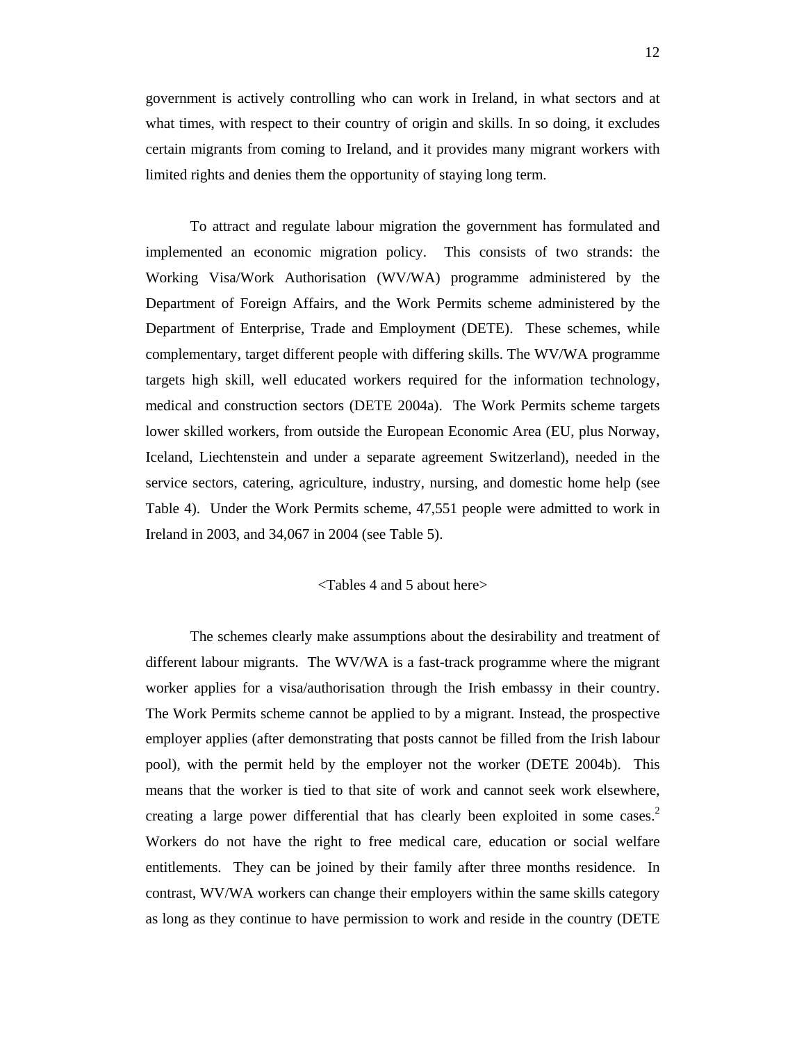government is actively controlling who can work in Ireland, in what sectors and at what times, with respect to their country of origin and skills. In so doing, it excludes certain migrants from coming to Ireland, and it provides many migrant workers with limited rights and denies them the opportunity of staying long term.

To attract and regulate labour migration the government has formulated and implemented an economic migration policy. This consists of two strands: the Working Visa/Work Authorisation (WV/WA) programme administered by the Department of Foreign Affairs, and the Work Permits scheme administered by the Department of Enterprise, Trade and Employment (DETE). These schemes, while complementary, target different people with differing skills. The WV/WA programme targets high skill, well educated workers required for the information technology, medical and construction sectors (DETE 2004a). The Work Permits scheme targets lower skilled workers, from outside the European Economic Area (EU, plus Norway, Iceland, Liechtenstein and under a separate agreement Switzerland), needed in the service sectors, catering, agriculture, industry, nursing, and domestic home help (see Table 4). Under the Work Permits scheme, 47,551 people were admitted to work in Ireland in 2003, and 34,067 in 2004 (see Table 5).

<Tables 4 and 5 about here>

The schemes clearly make assumptions about the desirability and treatment of different labour migrants. The WV/WA is a fast-track programme where the migrant worker applies for a visa/authorisation through the Irish embassy in their country. The Work Permits scheme cannot be applied to by a migrant. Instead, the prospective employer applies (after demonstrating that posts cannot be filled from the Irish labour pool), with the permit held by the employer not the worker (DETE 2004b). This means that the worker is tied to that site of work and cannot seek work elsewhere, creating a large power differential that has clearly been exploited in some cases.[2] Workers do not have the right to free medical care, education or social welfare entitlements. They can be joined by their family after three months residence. In contrast, WV/WA workers can change their employers within the same skills category as long as they continue to have permission to work and reside in the country (DETE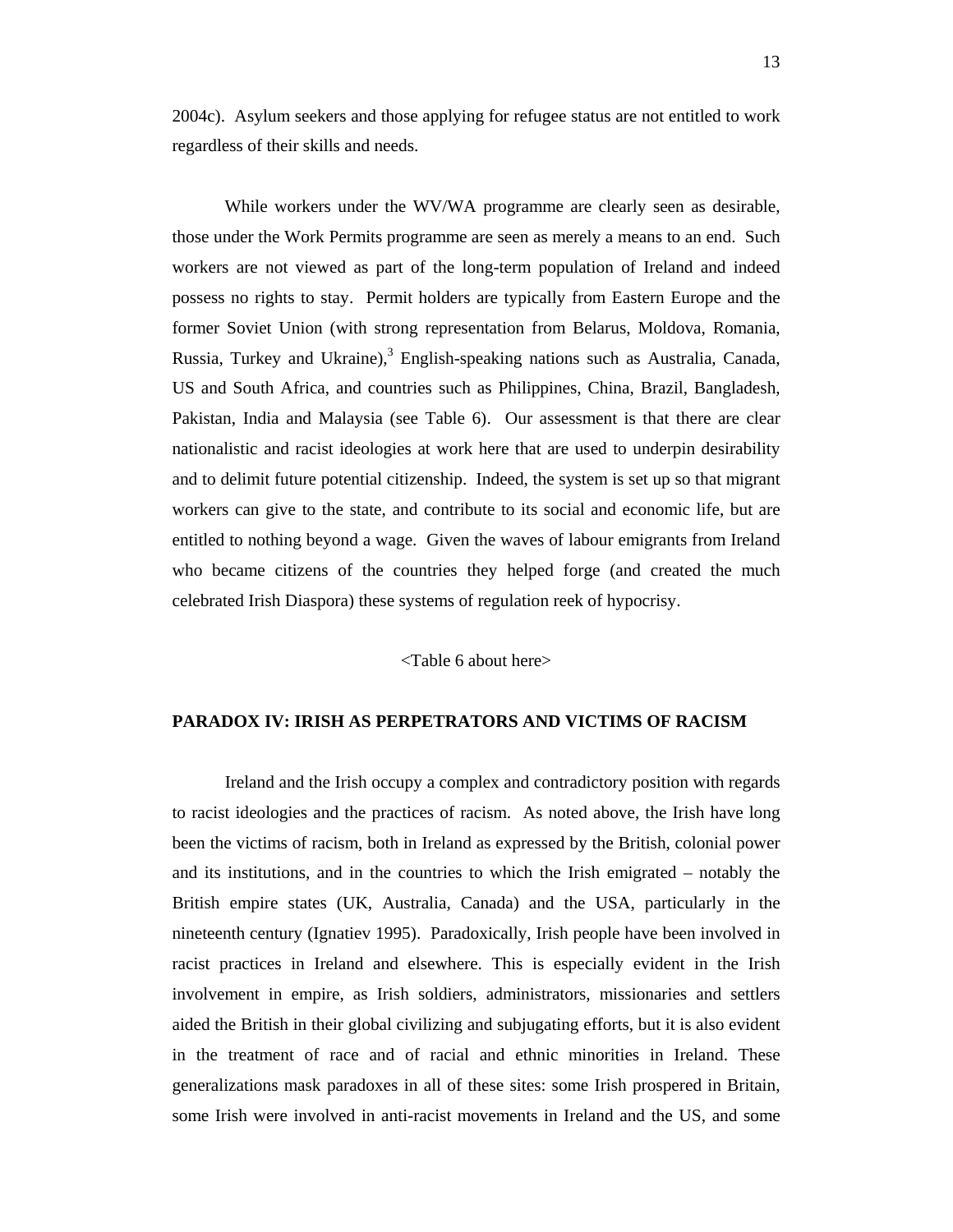2004c). Asylum seekers and those applying for refugee status are not entitled to work regardless of their skills and needs.

While workers under the WV/WA programme are clearly seen as desirable, those under the Work Permits programme are seen as merely a means to an end. Such workers are not viewed as part of the long-term population of Ireland and indeed possess no rights to stay. Permit holders are typically from Eastern Europe and the former Soviet Union (with strong representation from Belarus, Moldova, Romania, Russia, Turkey and Ukraine),[3] English-speaking nations such as Australia, Canada, US and South Africa, and countries such as Philippines, China, Brazil, Bangladesh, Pakistan, India and Malaysia (see Table 6). Our assessment is that there are clear nationalistic and racist ideologies at work here that are used to underpin desirability and to delimit future potential citizenship. Indeed, the system is set up so that migrant workers can give to the state, and contribute to its social and economic life, but are entitled to nothing beyond a wage. Given the waves of labour emigrants from Ireland who became citizens of the countries they helped forge (and created the much celebrated Irish Diaspora) these systems of regulation reek of hypocrisy.

<Table 6 about here>

## PARADOX IV: IRISH AS PERPETRATORS AND VICTIMS OF RACISM

Ireland and the Irish occupy a complex and contradictory position with regards to racist ideologies and the practices of racism. As noted above, the Irish have long been the victims of racism, both in Ireland as expressed by the British, colonial power and its institutions, and in the countries to which the Irish emigrated – notably the British empire states (UK, Australia, Canada) and the USA, particularly in the nineteenth century (Ignatiev 1995). Paradoxically, Irish people have been involved in racist practices in Ireland and elsewhere. This is especially evident in the Irish involvement in empire, as Irish soldiers, administrators, missionaries and settlers aided the British in their global civilizing and subjugating efforts, but it is also evident in the treatment of race and of racial and ethnic minorities in Ireland. These generalizations mask paradoxes in all of these sites: some Irish prospered in Britain, some Irish were involved in anti-racist movements in Ireland and the US, and some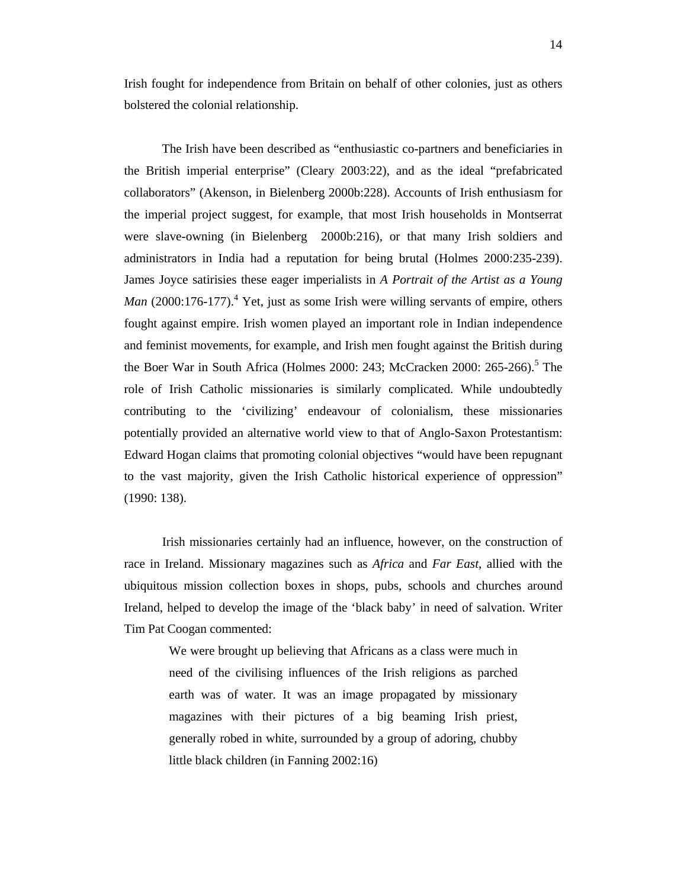Irish fought for independence from Britain on behalf of other colonies, just as others bolstered the colonial relationship.

The Irish have been described as "enthusiastic co-partners and beneficiaries in the British imperial enterprise" (Cleary 2003:22), and as the ideal "prefabricated collaborators" (Akenson, in Bielenberg 2000b:228). Accounts of Irish enthusiasm for the imperial project suggest, for example, that most Irish households in Montserrat were slave-owning (in Bielenberg 2000b:216), or that many Irish soldiers and administrators in India had a reputation for being brutal (Holmes 2000:235-239). James Joyce satirisies these eager imperialists in *A Portrait of the Artist as a Young Man* (2000:176-177).[4] Yet, just as some Irish were willing servants of empire, others fought against empire. Irish women played an important role in Indian independence and feminist movements, for example, and Irish men fought against the British during the Boer War in South Africa (Holmes 2000: 243; McCracken 2000: 265-266).[5] The role of Irish Catholic missionaries is similarly complicated. While undoubtedly contributing to the 'civilizing' endeavour of colonialism, these missionaries potentially provided an alternative world view to that of Anglo-Saxon Protestantism: Edward Hogan claims that promoting colonial objectives "would have been repugnant to the vast majority, given the Irish Catholic historical experience of oppression" (1990: 138).

Irish missionaries certainly had an influence, however, on the construction of race in Ireland. Missionary magazines such as *Africa* and *Far East*, allied with the ubiquitous mission collection boxes in shops, pubs, schools and churches around Ireland, helped to develop the image of the 'black baby' in need of salvation. Writer Tim Pat Coogan commented:

> We were brought up believing that Africans as a class were much in need of the civilising influences of the Irish religions as parched earth was of water. It was an image propagated by missionary magazines with their pictures of a big beaming Irish priest, generally robed in white, surrounded by a group of adoring, chubby little black children (in Fanning 2002:16)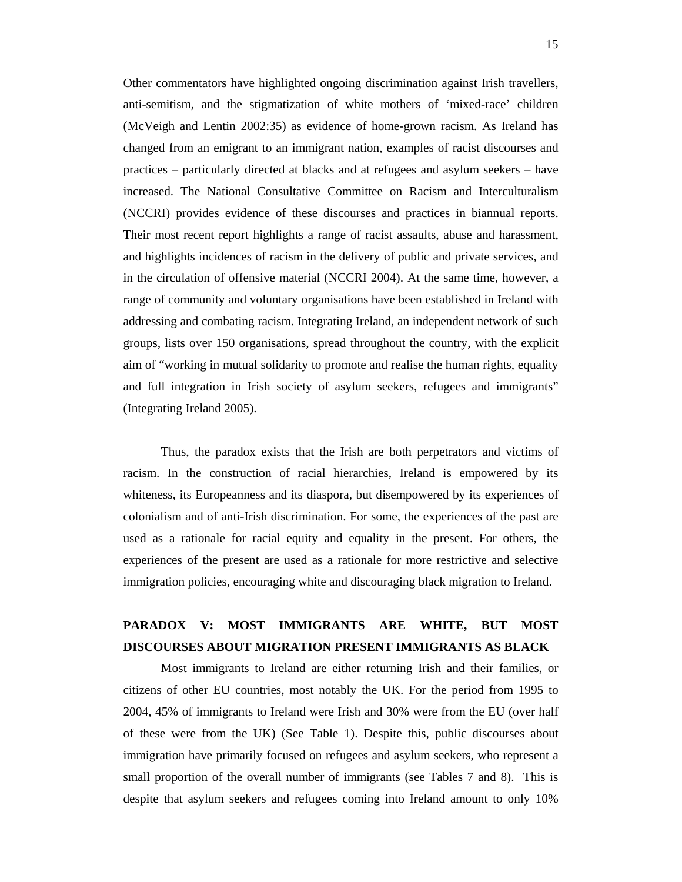Other commentators have highlighted ongoing discrimination against Irish travellers, anti-semitism, and the stigmatization of white mothers of 'mixed-race' children (McVeigh and Lentin 2002:35) as evidence of home-grown racism. As Ireland has changed from an emigrant to an immigrant nation, examples of racist discourses and practices – particularly directed at blacks and at refugees and asylum seekers – have increased. The National Consultative Committee on Racism and Interculturalism (NCCRI) provides evidence of these discourses and practices in biannual reports. Their most recent report highlights a range of racist assaults, abuse and harassment, and highlights incidences of racism in the delivery of public and private services, and in the circulation of offensive material (NCCRI 2004). At the same time, however, a range of community and voluntary organisations have been established in Ireland with addressing and combating racism. Integrating Ireland, an independent network of such groups, lists over 150 organisations, spread throughout the country, with the explicit aim of "working in mutual solidarity to promote and realise the human rights, equality and full integration in Irish society of asylum seekers, refugees and immigrants" (Integrating Ireland 2005).

Thus, the paradox exists that the Irish are both perpetrators and victims of racism. In the construction of racial hierarchies, Ireland is empowered by its whiteness, its Europeanness and its diaspora, but disempowered by its experiences of colonialism and of anti-Irish discrimination. For some, the experiences of the past are used as a rationale for racial equity and equality in the present. For others, the experiences of the present are used as a rationale for more restrictive and selective immigration policies, encouraging white and discouraging black migration to Ireland.

## PARADOX V: MOST IMMIGRANTS ARE WHITE, BUT MOST DISCOURSES ABOUT MIGRATION PRESENT IMMIGRANTS AS BLACK

Most immigrants to Ireland are either returning Irish and their families, or citizens of other EU countries, most notably the UK. For the period from 1995 to 2004, 45% of immigrants to Ireland were Irish and 30% were from the EU (over half of these were from the UK) (See Table 1). Despite this, public discourses about immigration have primarily focused on refugees and asylum seekers, who represent a small proportion of the overall number of immigrants (see Tables 7 and 8). This is despite that asylum seekers and refugees coming into Ireland amount to only 10%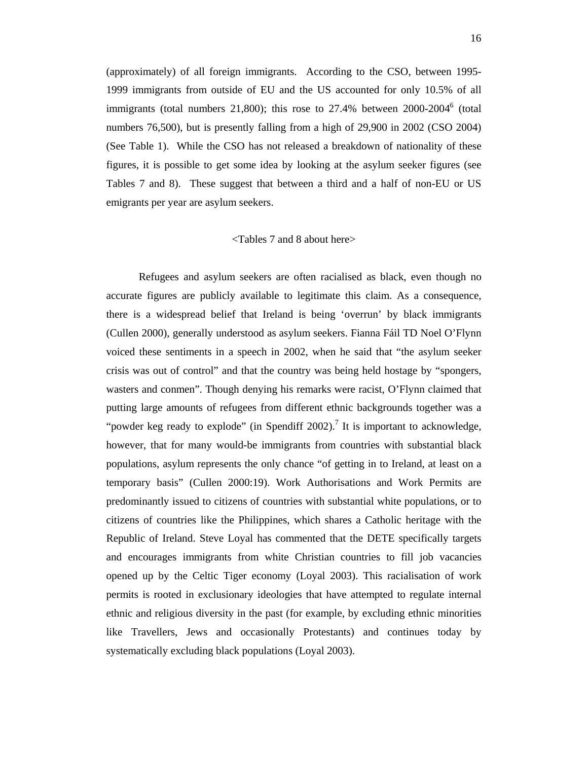(approximately) of all foreign immigrants. According to the CSO, between 1995-1999 immigrants from outside of EU and the US accounted for only 10.5% of all immigrants (total numbers 21,800); this rose to 27.4% between 2000-2004[6] (total numbers 76,500), but is presently falling from a high of 29,900 in 2002 (CSO 2004) (See Table 1). While the CSO has not released a breakdown of nationality of these figures, it is possible to get some idea by looking at the asylum seeker figures (see Tables 7 and 8). These suggest that between a third and a half of non-EU or US emigrants per year are asylum seekers.

<Tables 7 and 8 about here>

Refugees and asylum seekers are often racialised as black, even though no accurate figures are publicly available to legitimate this claim. As a consequence, there is a widespread belief that Ireland is being 'overrun' by black immigrants (Cullen 2000), generally understood as asylum seekers. Fianna Fáil TD Noel O'Flynn voiced these sentiments in a speech in 2002, when he said that "the asylum seeker crisis was out of control" and that the country was being held hostage by "spongers, wasters and conmen". Though denying his remarks were racist, O'Flynn claimed that putting large amounts of refugees from different ethnic backgrounds together was a "powder keg ready to explode" (in Spendiff 2002).[7] It is important to acknowledge, however, that for many would-be immigrants from countries with substantial black populations, asylum represents the only chance "of getting in to Ireland, at least on a temporary basis" (Cullen 2000:19). Work Authorisations and Work Permits are predominantly issued to citizens of countries with substantial white populations, or to citizens of countries like the Philippines, which shares a Catholic heritage with the Republic of Ireland. Steve Loyal has commented that the DETE specifically targets and encourages immigrants from white Christian countries to fill job vacancies opened up by the Celtic Tiger economy (Loyal 2003). This racialisation of work permits is rooted in exclusionary ideologies that have attempted to regulate internal ethnic and religious diversity in the past (for example, by excluding ethnic minorities like Travellers, Jews and occasionally Protestants) and continues today by systematically excluding black populations (Loyal 2003).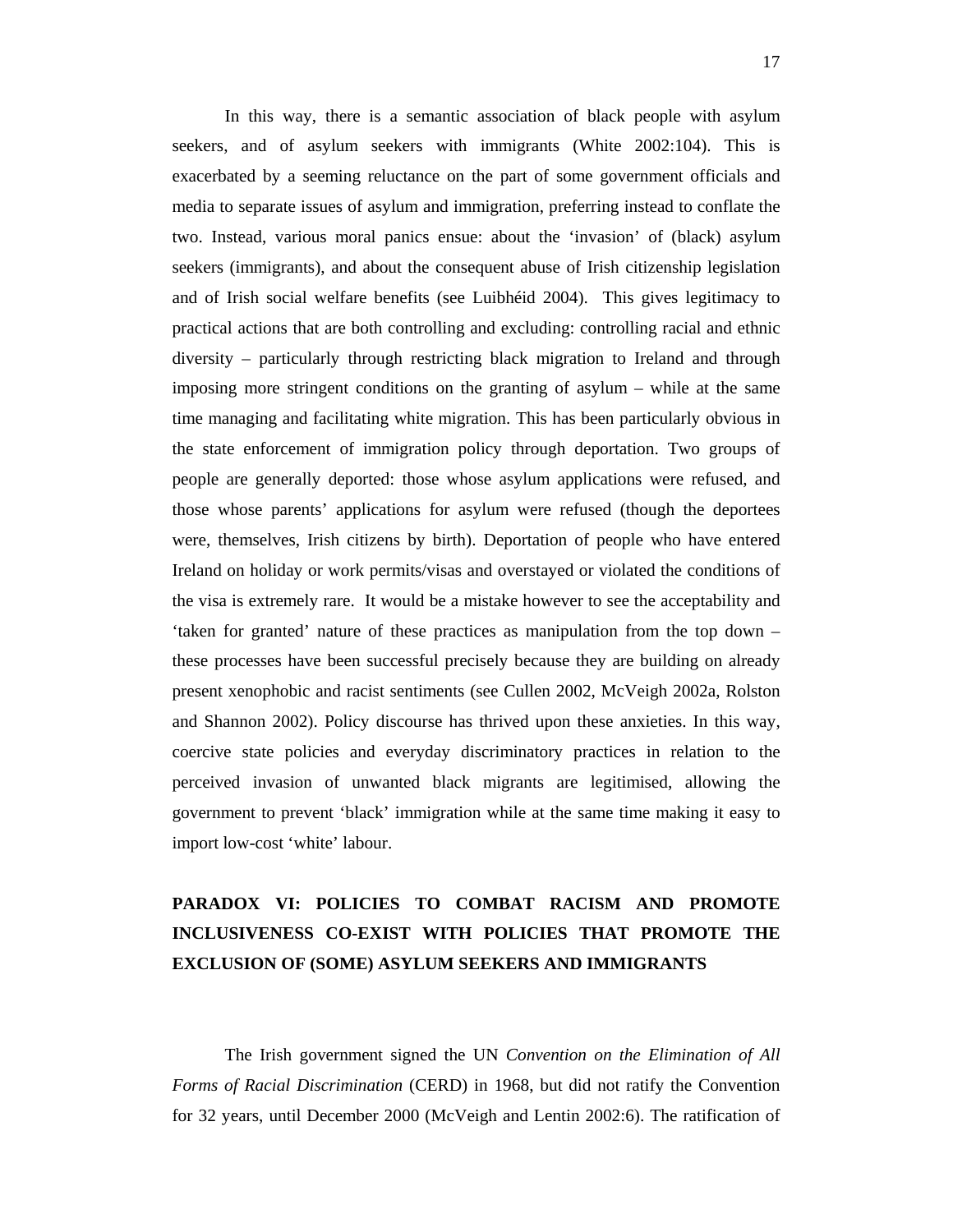In this way, there is a semantic association of black people with asylum seekers, and of asylum seekers with immigrants (White 2002:104). This is exacerbated by a seeming reluctance on the part of some government officials and media to separate issues of asylum and immigration, preferring instead to conflate the two. Instead, various moral panics ensue: about the 'invasion' of (black) asylum seekers (immigrants), and about the consequent abuse of Irish citizenship legislation and of Irish social welfare benefits (see Luibhéid 2004). This gives legitimacy to practical actions that are both controlling and excluding: controlling racial and ethnic diversity – particularly through restricting black migration to Ireland and through imposing more stringent conditions on the granting of asylum – while at the same time managing and facilitating white migration. This has been particularly obvious in the state enforcement of immigration policy through deportation. Two groups of people are generally deported: those whose asylum applications were refused, and those whose parents' applications for asylum were refused (though the deportees were, themselves, Irish citizens by birth). Deportation of people who have entered Ireland on holiday or work permits/visas and overstayed or violated the conditions of the visa is extremely rare. It would be a mistake however to see the acceptability and 'taken for granted' nature of these practices as manipulation from the top down – these processes have been successful precisely because they are building on already present xenophobic and racist sentiments (see Cullen 2002, McVeigh 2002a, Rolston and Shannon 2002). Policy discourse has thrived upon these anxieties. In this way, coercive state policies and everyday discriminatory practices in relation to the perceived invasion of unwanted black migrants are legitimised, allowing the government to prevent 'black' immigration while at the same time making it easy to import low-cost 'white' labour.

## PARADOX VI: POLICIES TO COMBAT RACISM AND PROMOTE INCLUSIVENESS CO-EXIST WITH POLICIES THAT PROMOTE THE EXCLUSION OF (SOME) ASYLUM SEEKERS AND IMMIGRANTS

The Irish government signed the UN *Convention on the Elimination of All Forms of Racial Discrimination* (CERD) in 1968, but did not ratify the Convention for 32 years, until December 2000 (McVeigh and Lentin 2002:6). The ratification of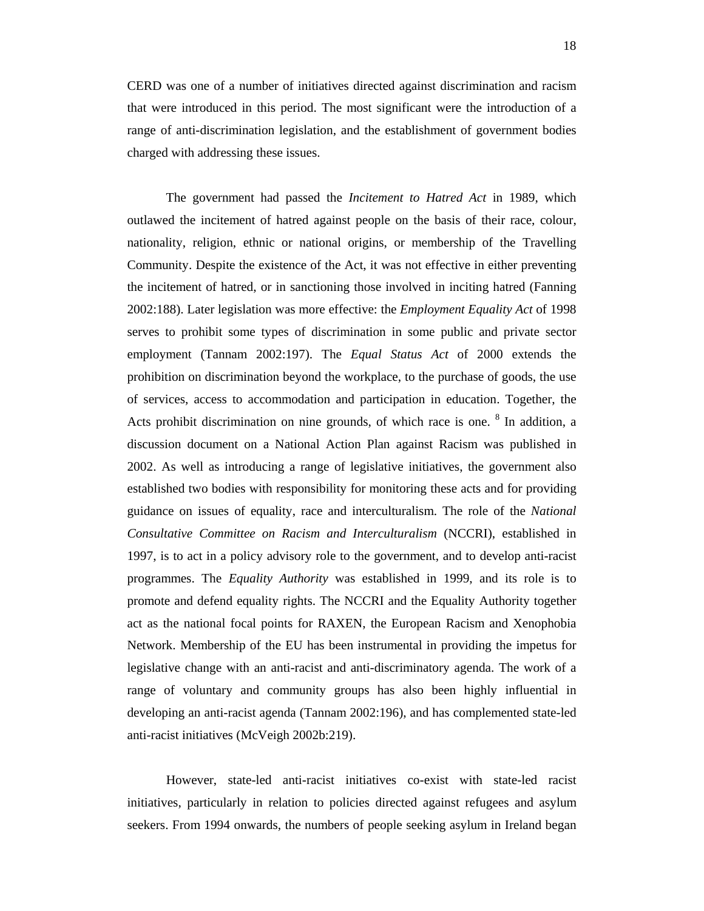CERD was one of a number of initiatives directed against discrimination and racism that were introduced in this period. The most significant were the introduction of a range of anti-discrimination legislation, and the establishment of government bodies charged with addressing these issues.

The government had passed the *Incitement to Hatred Act* in 1989, which outlawed the incitement of hatred against people on the basis of their race, colour, nationality, religion, ethnic or national origins, or membership of the Travelling Community. Despite the existence of the Act, it was not effective in either preventing the incitement of hatred, or in sanctioning those involved in inciting hatred (Fanning 2002:188). Later legislation was more effective: the *Employment Equality Act* of 1998 serves to prohibit some types of discrimination in some public and private sector employment (Tannam 2002:197). The *Equal Status Act* of 2000 extends the prohibition on discrimination beyond the workplace, to the purchase of goods, the use of services, access to accommodation and participation in education. Together, the Acts prohibit discrimination on nine grounds, of which race is one. [8] In addition, a discussion document on a National Action Plan against Racism was published in 2002. As well as introducing a range of legislative initiatives, the government also established two bodies with responsibility for monitoring these acts and for providing guidance on issues of equality, race and interculturalism. The role of the *National Consultative Committee on Racism and Interculturalism* (NCCRI), established in 1997, is to act in a policy advisory role to the government, and to develop anti-racist programmes. The *Equality Authority* was established in 1999, and its role is to promote and defend equality rights. The NCCRI and the Equality Authority together act as the national focal points for RAXEN, the European Racism and Xenophobia Network. Membership of the EU has been instrumental in providing the impetus for legislative change with an anti-racist and anti-discriminatory agenda. The work of a range of voluntary and community groups has also been highly influential in developing an anti-racist agenda (Tannam 2002:196), and has complemented state-led anti-racist initiatives (McVeigh 2002b:219).

However, state-led anti-racist initiatives co-exist with state-led racist initiatives, particularly in relation to policies directed against refugees and asylum seekers. From 1994 onwards, the numbers of people seeking asylum in Ireland began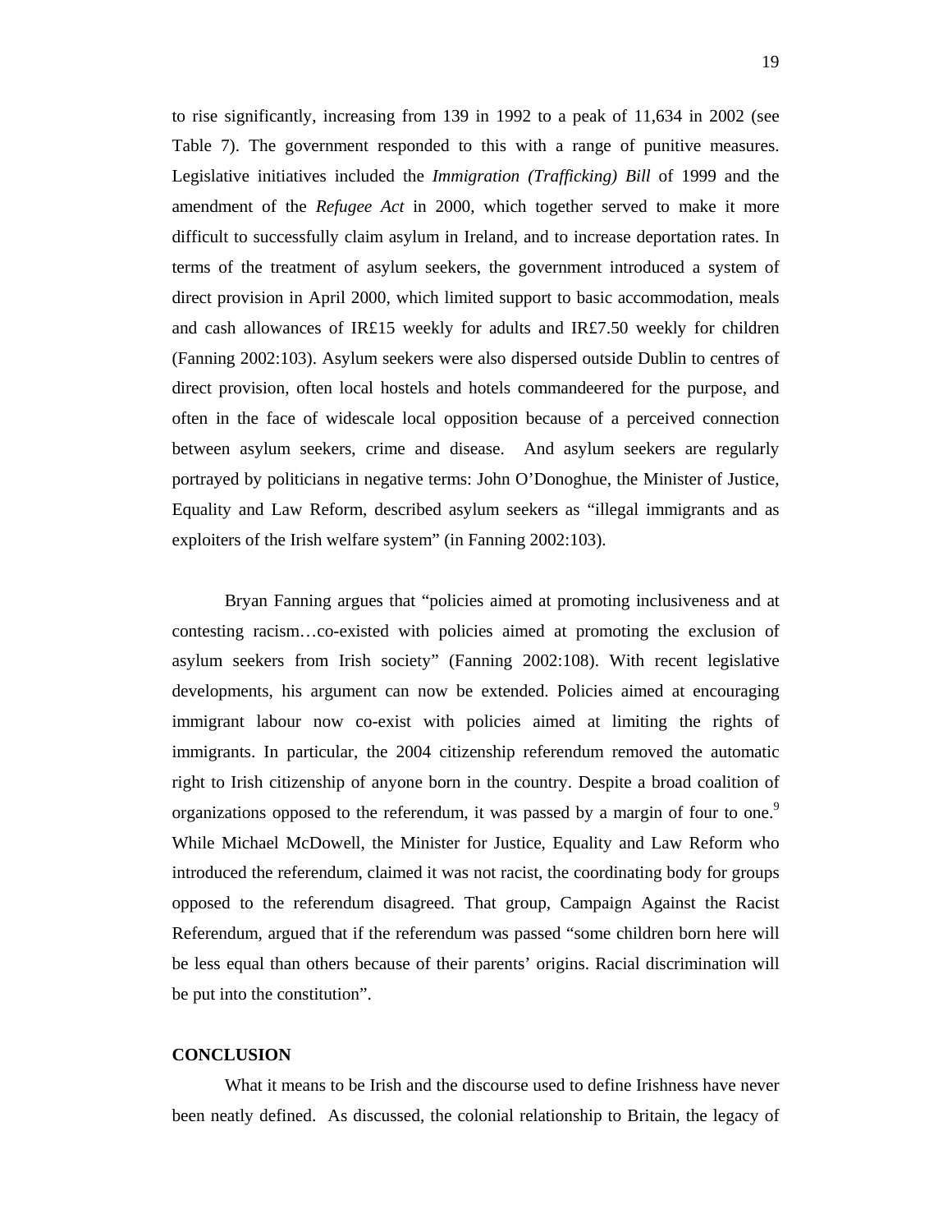to rise significantly, increasing from 139 in 1992 to a peak of 11,634 in 2002 (see Table 7). The government responded to this with a range of punitive measures. Legislative initiatives included the *Immigration (Trafficking) Bill* of 1999 and the amendment of the *Refugee Act* in 2000, which together served to make it more difficult to successfully claim asylum in Ireland, and to increase deportation rates. In terms of the treatment of asylum seekers, the government introduced a system of direct provision in April 2000, which limited support to basic accommodation, meals and cash allowances of IR£15 weekly for adults and IR£7.50 weekly for children (Fanning 2002:103). Asylum seekers were also dispersed outside Dublin to centres of direct provision, often local hostels and hotels commandeered for the purpose, and often in the face of widescale local opposition because of a perceived connection between asylum seekers, crime and disease. And asylum seekers are regularly portrayed by politicians in negative terms: John O'Donoghue, the Minister of Justice, Equality and Law Reform, described asylum seekers as "illegal immigrants and as exploiters of the Irish welfare system" (in Fanning 2002:103).

Bryan Fanning argues that "policies aimed at promoting inclusiveness and at contesting racism…co-existed with policies aimed at promoting the exclusion of asylum seekers from Irish society" (Fanning 2002:108). With recent legislative developments, his argument can now be extended. Policies aimed at encouraging immigrant labour now co-exist with policies aimed at limiting the rights of immigrants. In particular, the 2004 citizenship referendum removed the automatic right to Irish citizenship of anyone born in the country. Despite a broad coalition of organizations opposed to the referendum, it was passed by a margin of four to one.[9] While Michael McDowell, the Minister for Justice, Equality and Law Reform who introduced the referendum, claimed it was not racist, the coordinating body for groups opposed to the referendum disagreed. That group, Campaign Against the Racist Referendum, argued that if the referendum was passed "some children born here will be less equal than others because of their parents' origins. Racial discrimination will be put into the constitution".

## CONCLUSION

What it means to be Irish and the discourse used to define Irishness have never been neatly defined. As discussed, the colonial relationship to Britain, the legacy of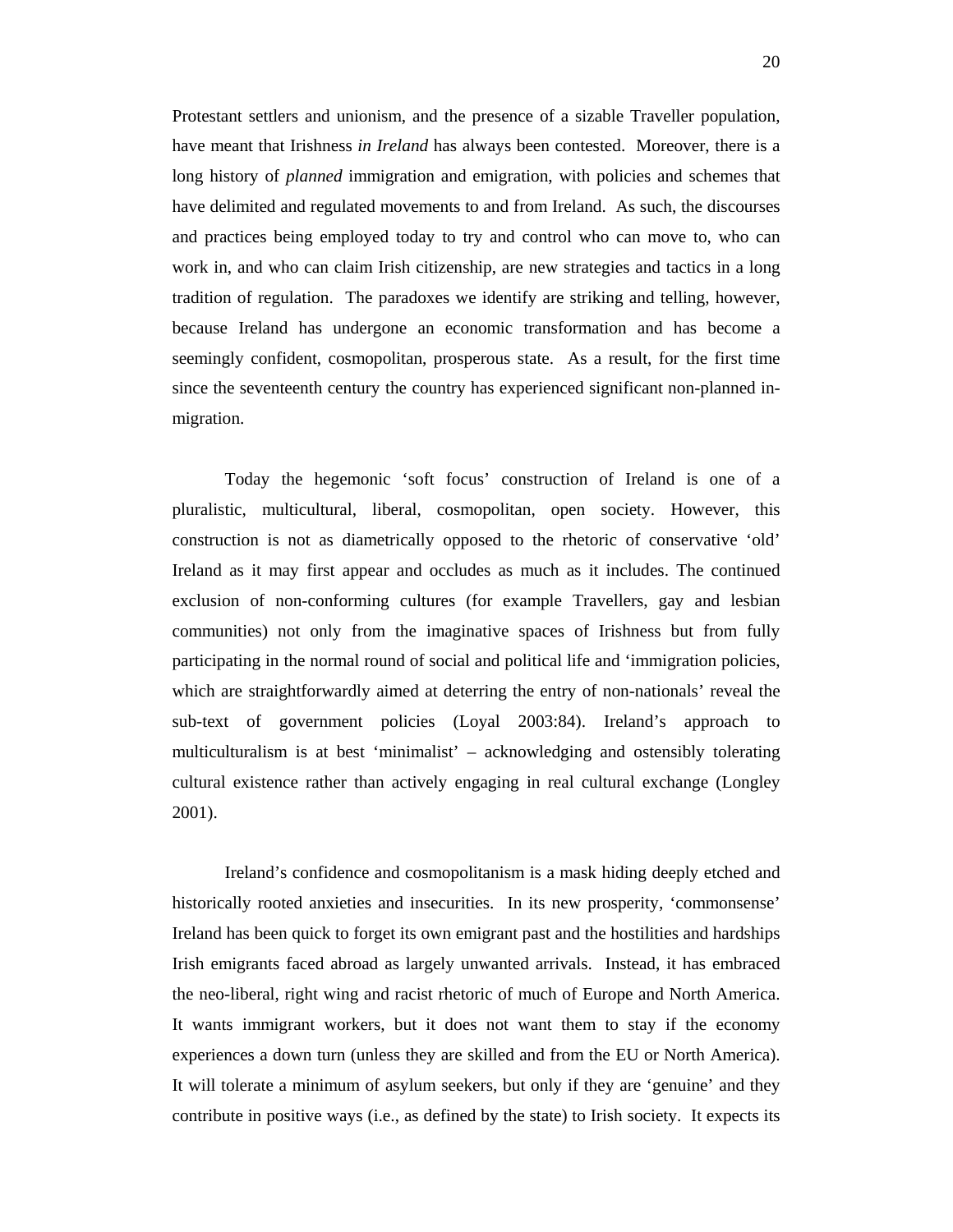Protestant settlers and unionism, and the presence of a sizable Traveller population, have meant that Irishness *in Ireland* has always been contested. Moreover, there is a long history of *planned* immigration and emigration, with policies and schemes that have delimited and regulated movements to and from Ireland. As such, the discourses and practices being employed today to try and control who can move to, who can work in, and who can claim Irish citizenship, are new strategies and tactics in a long tradition of regulation. The paradoxes we identify are striking and telling, however, because Ireland has undergone an economic transformation and has become a seemingly confident, cosmopolitan, prosperous state. As a result, for the first time since the seventeenth century the country has experienced significant non-planned in-migration.

Today the hegemonic 'soft focus' construction of Ireland is one of a pluralistic, multicultural, liberal, cosmopolitan, open society. However, this construction is not as diametrically opposed to the rhetoric of conservative 'old' Ireland as it may first appear and occludes as much as it includes. The continued exclusion of non-conforming cultures (for example Travellers, gay and lesbian communities) not only from the imaginative spaces of Irishness but from fully participating in the normal round of social and political life and 'immigration policies, which are straightforwardly aimed at deterring the entry of non-nationals' reveal the sub-text of government policies (Loyal 2003:84). Ireland's approach to multiculturalism is at best 'minimalist' – acknowledging and ostensibly tolerating cultural existence rather than actively engaging in real cultural exchange (Longley 2001).

Ireland's confidence and cosmopolitanism is a mask hiding deeply etched and historically rooted anxieties and insecurities. In its new prosperity, 'commonsense' Ireland has been quick to forget its own emigrant past and the hostilities and hardships Irish emigrants faced abroad as largely unwanted arrivals. Instead, it has embraced the neo-liberal, right wing and racist rhetoric of much of Europe and North America. It wants immigrant workers, but it does not want them to stay if the economy experiences a down turn (unless they are skilled and from the EU or North America). It will tolerate a minimum of asylum seekers, but only if they are 'genuine' and they contribute in positive ways (i.e., as defined by the state) to Irish society. It expects its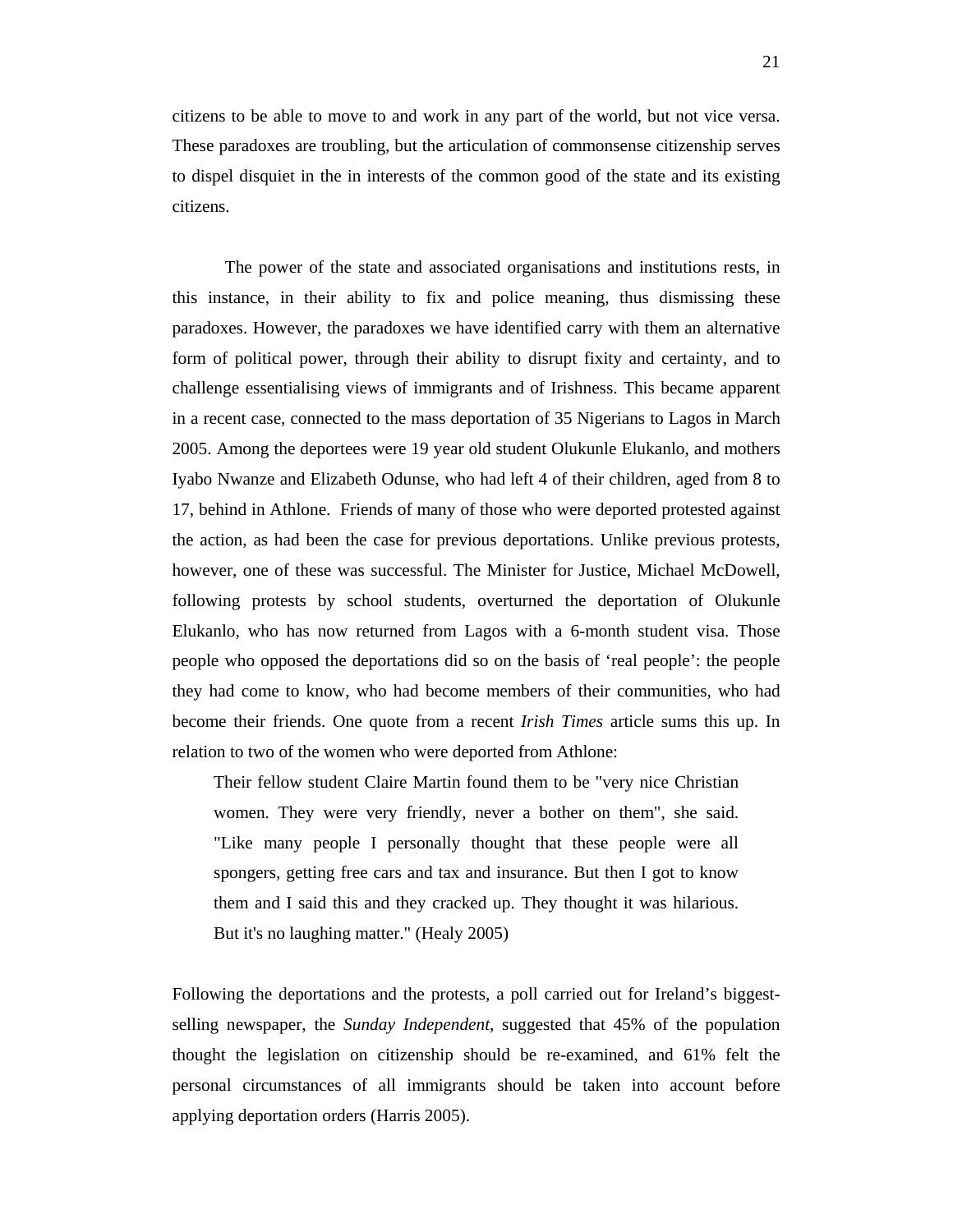citizens to be able to move to and work in any part of the world, but not vice versa. These paradoxes are troubling, but the articulation of commonsense citizenship serves to dispel disquiet in the in interests of the common good of the state and its existing citizens.

The power of the state and associated organisations and institutions rests, in this instance, in their ability to fix and police meaning, thus dismissing these paradoxes. However, the paradoxes we have identified carry with them an alternative form of political power, through their ability to disrupt fixity and certainty, and to challenge essentialising views of immigrants and of Irishness. This became apparent in a recent case, connected to the mass deportation of 35 Nigerians to Lagos in March 2005. Among the deportees were 19 year old student Olukunle Elukanlo, and mothers Iyabo Nwanze and Elizabeth Odunse, who had left 4 of their children, aged from 8 to 17, behind in Athlone. Friends of many of those who were deported protested against the action, as had been the case for previous deportations. Unlike previous protests, however, one of these was successful. The Minister for Justice, Michael McDowell, following protests by school students, overturned the deportation of Olukunle Elukanlo, who has now returned from Lagos with a 6-month student visa. Those people who opposed the deportations did so on the basis of 'real people': the people they had come to know, who had become members of their communities, who had become their friends. One quote from a recent *Irish Times* article sums this up. In relation to two of the women who were deported from Athlone:

> Their fellow student Claire Martin found them to be "very nice Christian women. They were very friendly, never a bother on them", she said. "Like many people I personally thought that these people were all spongers, getting free cars and tax and insurance. But then I got to know them and I said this and they cracked up. They thought it was hilarious. But it's no laughing matter." (Healy 2005)

Following the deportations and the protests, a poll carried out for Ireland's biggest-selling newspaper, the *Sunday Independent*, suggested that 45% of the population thought the legislation on citizenship should be re-examined, and 61% felt the personal circumstances of all immigrants should be taken into account before applying deportation orders (Harris 2005).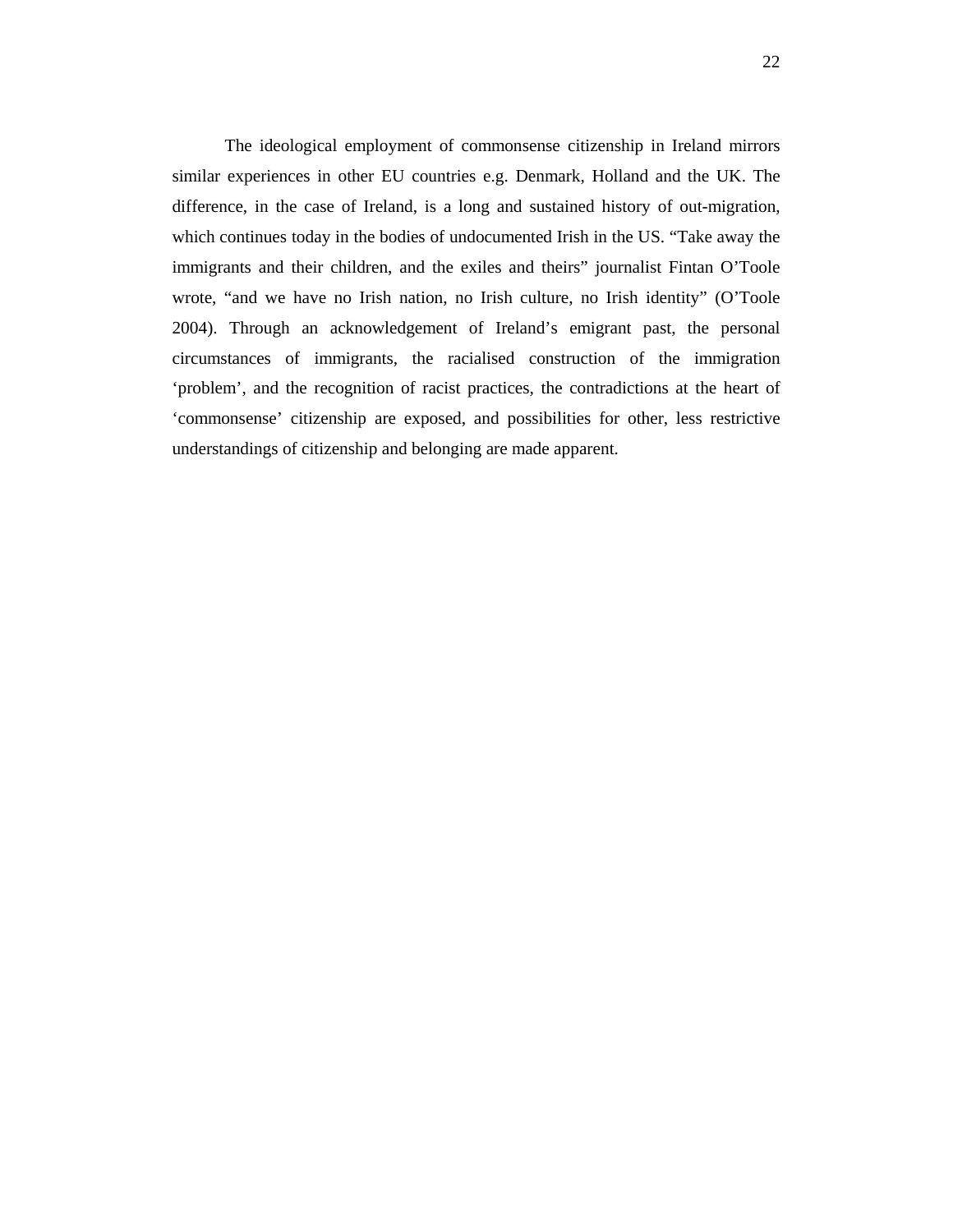The ideological employment of commonsense citizenship in Ireland mirrors similar experiences in other EU countries e.g. Denmark, Holland and the UK. The difference, in the case of Ireland, is a long and sustained history of out-migration, which continues today in the bodies of undocumented Irish in the US. "Take away the immigrants and their children, and the exiles and theirs" journalist Fintan O'Toole wrote, "and we have no Irish nation, no Irish culture, no Irish identity" (O'Toole 2004). Through an acknowledgement of Ireland's emigrant past, the personal circumstances of immigrants, the racialised construction of the immigration 'problem', and the recognition of racist practices, the contradictions at the heart of 'commonsense' citizenship are exposed, and possibilities for other, less restrictive understandings of citizenship and belonging are made apparent.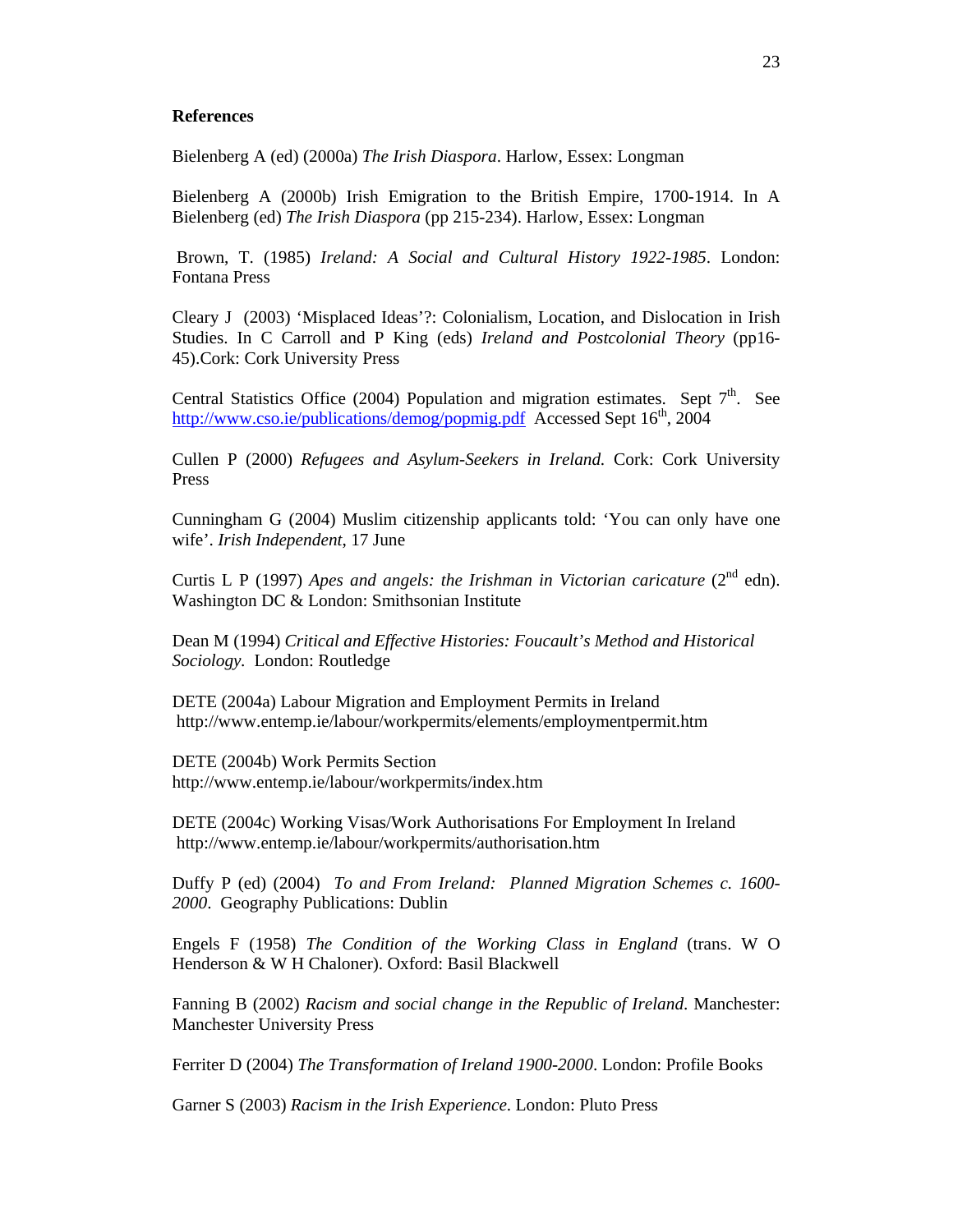**References**

Bielenberg A (ed) (2000a) *The Irish Diaspora*. Harlow, Essex: Longman

Bielenberg A (2000b) Irish Emigration to the British Empire, 1700-1914. In A Bielenberg (ed) *The Irish Diaspora* (pp 215-234). Harlow, Essex: Longman

Brown, T. (1985) *Ireland: A Social and Cultural History 1922-1985*. London: Fontana Press

Cleary J (2003) 'Misplaced Ideas'?: Colonialism, Location, and Dislocation in Irish Studies. In C Carroll and P King (eds) *Ireland and Postcolonial Theory* (pp16-45).Cork: Cork University Press

Central Statistics Office (2004) Population and migration estimates. Sept 7th. See http://www.cso.ie/publications/demog/popmig.pdf Accessed Sept 16th, 2004

Cullen P (2000) *Refugees and Asylum-Seekers in Ireland.* Cork: Cork University Press

Cunningham G (2004) Muslim citizenship applicants told: 'You can only have one wife'. *Irish Independent*, 17 June

Curtis L P (1997) *Apes and angels: the Irishman in Victorian caricature* (2nd edn). Washington DC & London: Smithsonian Institute

Dean M (1994) *Critical and Effective Histories: Foucault's Method and Historical Sociology.* London: Routledge

DETE (2004a) Labour Migration and Employment Permits in Ireland http://www.entemp.ie/labour/workpermits/elements/employmentpermit.htm

DETE (2004b) Work Permits Section http://www.entemp.ie/labour/workpermits/index.htm

DETE (2004c) Working Visas/Work Authorisations For Employment In Ireland http://www.entemp.ie/labour/workpermits/authorisation.htm

Duffy P (ed) (2004) *To and From Ireland: Planned Migration Schemes c. 1600-2000*. Geography Publications: Dublin

Engels F (1958) *The Condition of the Working Class in England* (trans. W O Henderson & W H Chaloner). Oxford: Basil Blackwell

Fanning B (2002) *Racism and social change in the Republic of Ireland*. Manchester: Manchester University Press

Ferriter D (2004) *The Transformation of Ireland 1900-2000*. London: Profile Books

Garner S (2003) *Racism in the Irish Experience*. London: Pluto Press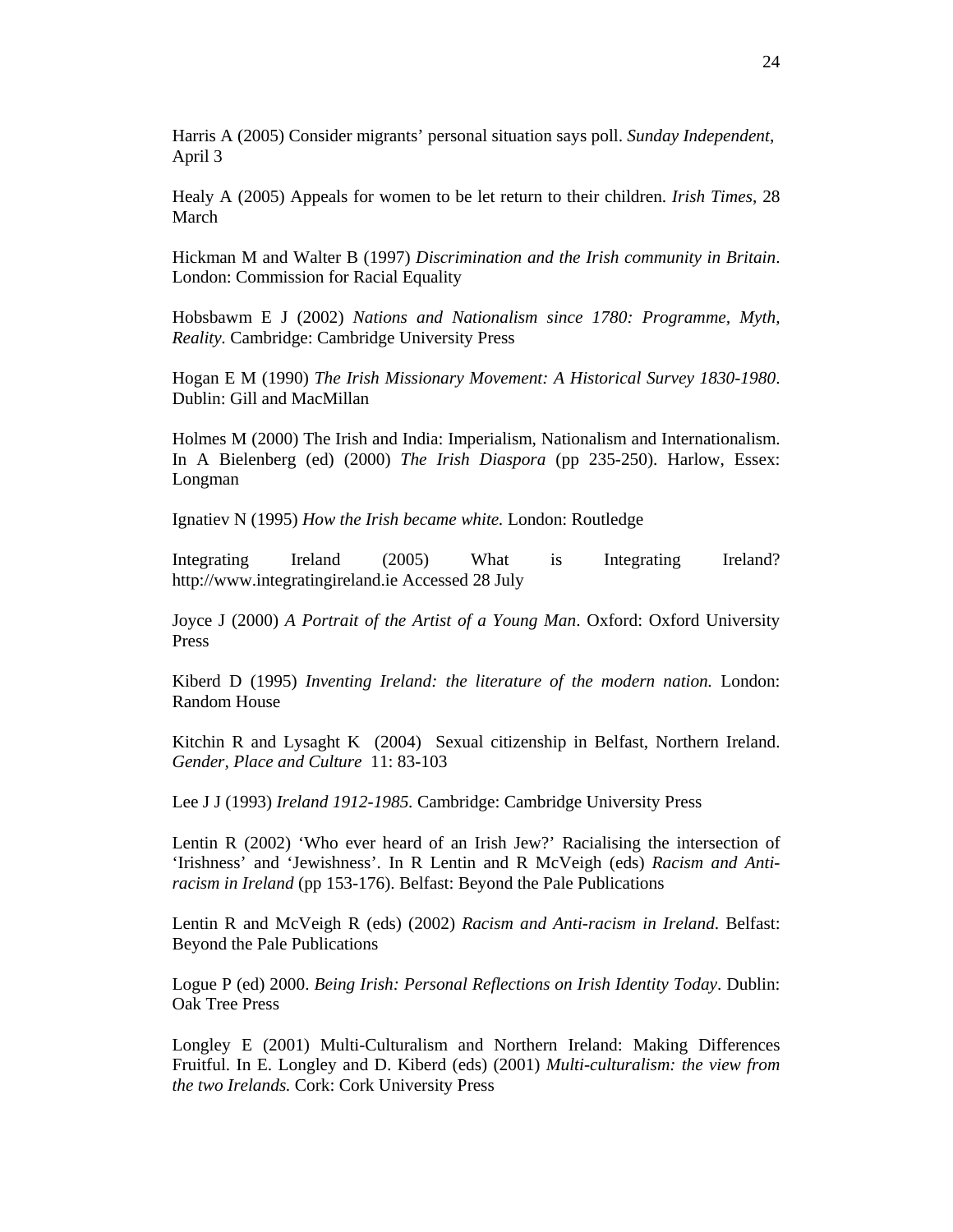Harris A (2005) Consider migrants' personal situation says poll. *Sunday Independent*, April 3

Healy A (2005) Appeals for women to be let return to their children. *Irish Times*, 28 March

Hickman M and Walter B (1997) *Discrimination and the Irish community in Britain*. London: Commission for Racial Equality

Hobsbawm E J (2002) *Nations and Nationalism since 1780: Programme, Myth, Reality*. Cambridge: Cambridge University Press

Hogan E M (1990) *The Irish Missionary Movement: A Historical Survey 1830-1980*. Dublin: Gill and MacMillan

Holmes M (2000) The Irish and India: Imperialism, Nationalism and Internationalism. In A Bielenberg (ed) (2000) *The Irish Diaspora* (pp 235-250). Harlow, Essex: Longman

Ignatiev N (1995) *How the Irish became white.* London: Routledge

Integrating Ireland (2005) What is Integrating Ireland? http://www.integratingireland.ie Accessed 28 July

Joyce J (2000) *A Portrait of the Artist of a Young Man*. Oxford: Oxford University Press

Kiberd D (1995) *Inventing Ireland: the literature of the modern nation.* London: Random House

Kitchin R and Lysaght K (2004) Sexual citizenship in Belfast, Northern Ireland. *Gender, Place and Culture* 11: 83-103

Lee J J (1993) *Ireland 1912-1985*. Cambridge: Cambridge University Press

Lentin R (2002) 'Who ever heard of an Irish Jew?' Racialising the intersection of 'Irishness' and 'Jewishness'. In R Lentin and R McVeigh (eds) *Racism and Anti-racism in Ireland* (pp 153-176). Belfast: Beyond the Pale Publications

Lentin R and McVeigh R (eds) (2002) *Racism and Anti-racism in Ireland*. Belfast: Beyond the Pale Publications

Logue P (ed) 2000. *Being Irish: Personal Reflections on Irish Identity Today*. Dublin: Oak Tree Press

Longley E (2001) Multi-Culturalism and Northern Ireland: Making Differences Fruitful. In E. Longley and D. Kiberd (eds) (2001) *Multi-culturalism: the view from the two Irelands.* Cork: Cork University Press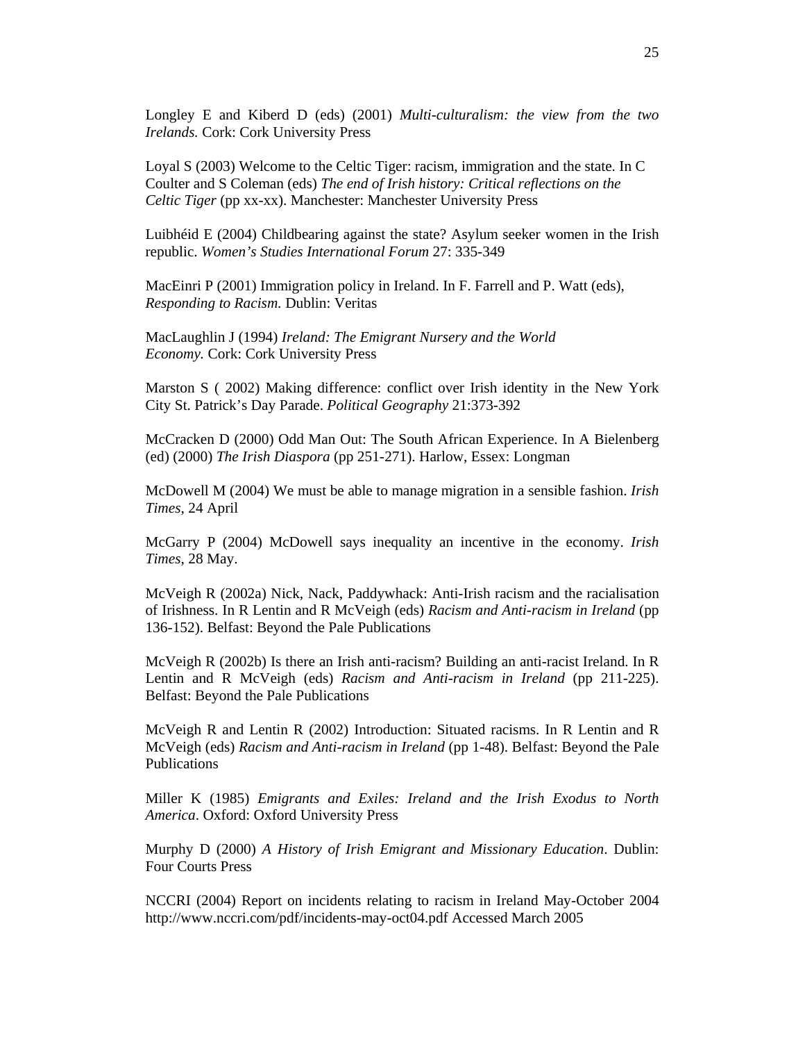Longley E and Kiberd D (eds) (2001) *Multi-culturalism: the view from the two Irelands.* Cork: Cork University Press

Loyal S (2003) Welcome to the Celtic Tiger: racism, immigration and the state. In C Coulter and S Coleman (eds) *The end of Irish history: Critical reflections on the Celtic Tiger* (pp xx-xx). Manchester: Manchester University Press

Luibhéid E (2004) Childbearing against the state? Asylum seeker women in the Irish republic. *Women's Studies International Forum* 27: 335-349

MacEinri P (2001) Immigration policy in Ireland. In F. Farrell and P. Watt (eds), *Responding to Racism.* Dublin: Veritas

MacLaughlin J (1994) *Ireland: The Emigrant Nursery and the World Economy.* Cork: Cork University Press

Marston S ( 2002) Making difference: conflict over Irish identity in the New York City St. Patrick's Day Parade. *Political Geography* 21:373-392

McCracken D (2000) Odd Man Out: The South African Experience. In A Bielenberg (ed) (2000) *The Irish Diaspora* (pp 251-271). Harlow, Essex: Longman

McDowell M (2004) We must be able to manage migration in a sensible fashion. *Irish Times*, 24 April

McGarry P (2004) McDowell says inequality an incentive in the economy. *Irish Times*, 28 May.

McVeigh R (2002a) Nick, Nack, Paddywhack: Anti-Irish racism and the racialisation of Irishness. In R Lentin and R McVeigh (eds) *Racism and Anti-racism in Ireland* (pp 136-152). Belfast: Beyond the Pale Publications

McVeigh R (2002b) Is there an Irish anti-racism? Building an anti-racist Ireland. In R Lentin and R McVeigh (eds) *Racism and Anti-racism in Ireland* (pp 211-225). Belfast: Beyond the Pale Publications

McVeigh R and Lentin R (2002) Introduction: Situated racisms. In R Lentin and R McVeigh (eds) *Racism and Anti-racism in Ireland* (pp 1-48). Belfast: Beyond the Pale Publications

Miller K (1985) *Emigrants and Exiles: Ireland and the Irish Exodus to North America*. Oxford: Oxford University Press

Murphy D (2000) *A History of Irish Emigrant and Missionary Education*. Dublin: Four Courts Press

NCCRI (2004) Report on incidents relating to racism in Ireland May-October 2004 http://www.nccri.com/pdf/incidents-may-oct04.pdf Accessed March 2005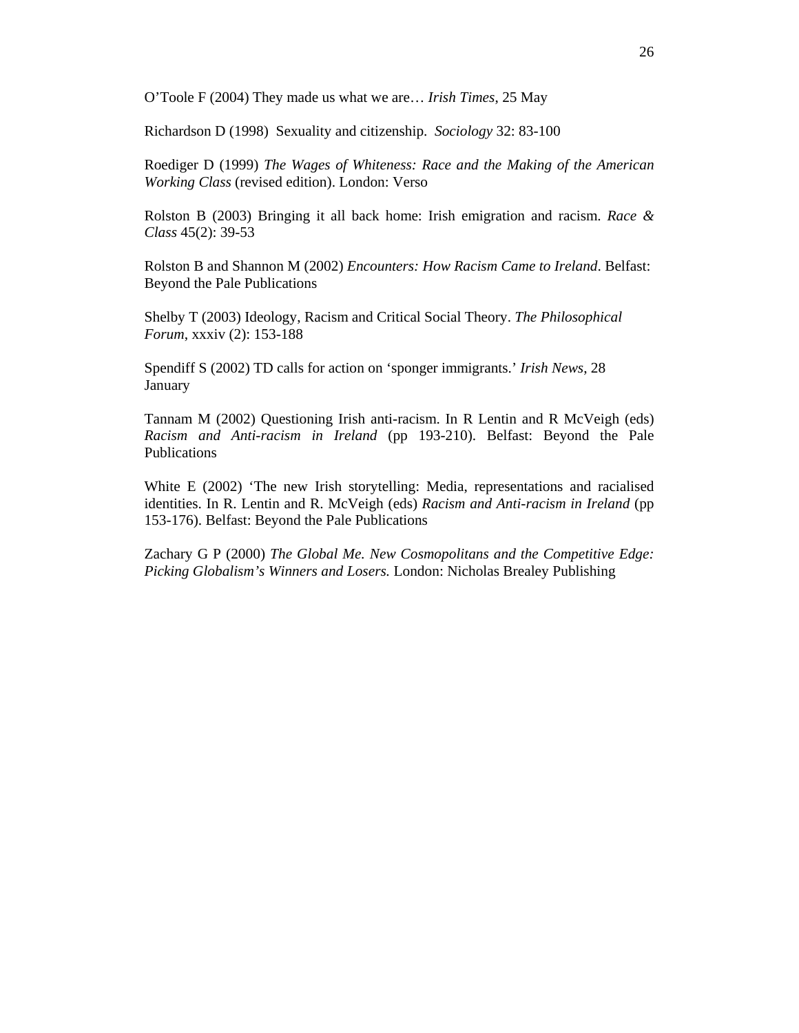O'Toole F (2004) They made us what we are… *Irish Times*, 25 May

Richardson D (1998) Sexuality and citizenship. *Sociology* 32: 83-100

Roediger D (1999) *The Wages of Whiteness: Race and the Making of the American Working Class* (revised edition). London: Verso

Rolston B (2003) Bringing it all back home: Irish emigration and racism. *Race & Class* 45(2): 39-53

Rolston B and Shannon M (2002) *Encounters: How Racism Came to Ireland*. Belfast: Beyond the Pale Publications

Shelby T (2003) Ideology, Racism and Critical Social Theory. *The Philosophical Forum*, xxxiv (2): 153-188

Spendiff S (2002) TD calls for action on 'sponger immigrants.' *Irish News*, 28 January

Tannam M (2002) Questioning Irish anti-racism. In R Lentin and R McVeigh (eds) *Racism and Anti-racism in Ireland* (pp 193-210). Belfast: Beyond the Pale Publications

White E (2002) 'The new Irish storytelling: Media, representations and racialised identities. In R. Lentin and R. McVeigh (eds) *Racism and Anti-racism in Ireland* (pp 153-176). Belfast: Beyond the Pale Publications

Zachary G P (2000) *The Global Me. New Cosmopolitans and the Competitive Edge: Picking Globalism's Winners and Losers.* London: Nicholas Brealey Publishing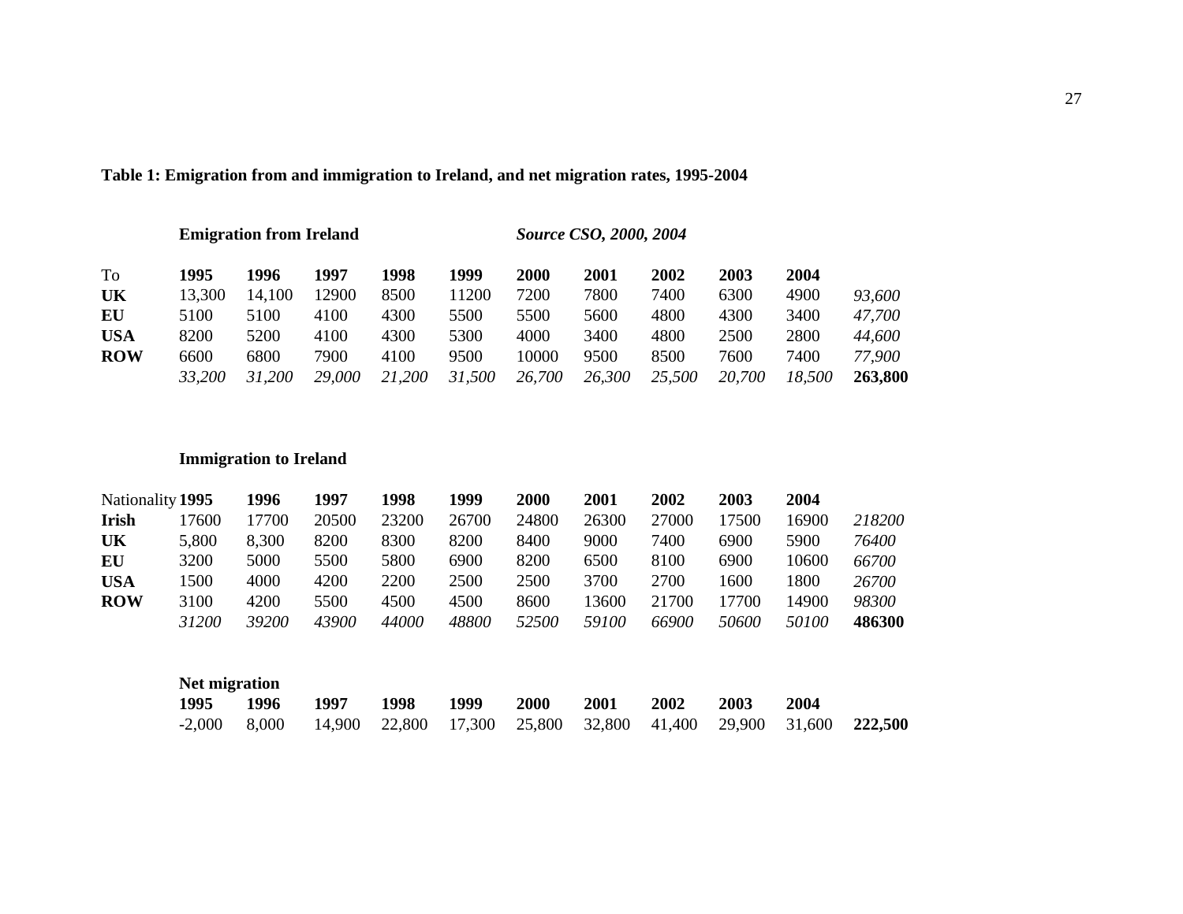**Table 1: Emigration from and immigration to Ireland, and net migration rates, 1995-2004**

**Emigration from Ireland** *Source CSO, 2000, 2004*

| To | **1995** | **1996** | **1997** | **1998** | **1999** | **2000** | **2001** | **2002** | **2003** | **2004** | |
|---|---|---|---|---|---|---|---|---|---|---|---|
| **UK** | 13,300 | 14,100 | 12900 | 8500 | 11200 | 7200 | 7800 | 7400 | 6300 | 4900 | *93,600* |
| **EU** | 5100 | 5100 | 4100 | 4300 | 5500 | 5500 | 5600 | 4800 | 4300 | 3400 | *47,700* |
| **USA** | 8200 | 5200 | 4100 | 4300 | 5300 | 4000 | 3400 | 4800 | 2500 | 2800 | *44,600* |
| **ROW** | 6600 | 6800 | 7900 | 4100 | 9500 | 10000 | 9500 | 8500 | 7600 | 7400 | *77,900* |
| | *33,200* | *31,200* | *29,000* | *21,200* | *31,500* | *26,700* | *26,300* | *25,500* | *20,700* | *18,500* | **263,800** |

**Immigration to Ireland**

| Nationality | **1995** | **1996** | **1997** | **1998** | **1999** | **2000** | **2001** | **2002** | **2003** | **2004** | |
|---|---|---|---|---|---|---|---|---|---|---|---|
| **Irish** | 17600 | 17700 | 20500 | 23200 | 26700 | 24800 | 26300 | 27000 | 17500 | 16900 | *218200* |
| **UK** | 5,800 | 8,300 | 8200 | 8300 | 8200 | 8400 | 9000 | 7400 | 6900 | 5900 | *76400* |
| **EU** | 3200 | 5000 | 5500 | 5800 | 6900 | 8200 | 6500 | 8100 | 6900 | 10600 | *66700* |
| **USA** | 1500 | 4000 | 4200 | 2200 | 2500 | 2500 | 3700 | 2700 | 1600 | 1800 | *26700* |
| **ROW** | 3100 | 4200 | 5500 | 4500 | 4500 | 8600 | 13600 | 21700 | 17700 | 14900 | *98300* |
| | *31200* | *39200* | *43900* | *44000* | *48800* | *52500* | *59100* | *66900* | *50600* | *50100* | **486300** |

**Net migration**

| **1995** | **1996** | **1997** | **1998** | **1999** | **2000** | **2001** | **2002** | **2003** | **2004** | |
|---|---|---|---|---|---|---|---|---|---|---|
| -2,000 | 8,000 | 14,900 | 22,800 | 17,300 | 25,800 | 32,800 | 41,400 | 29,900 | 31,600 | **222,500** |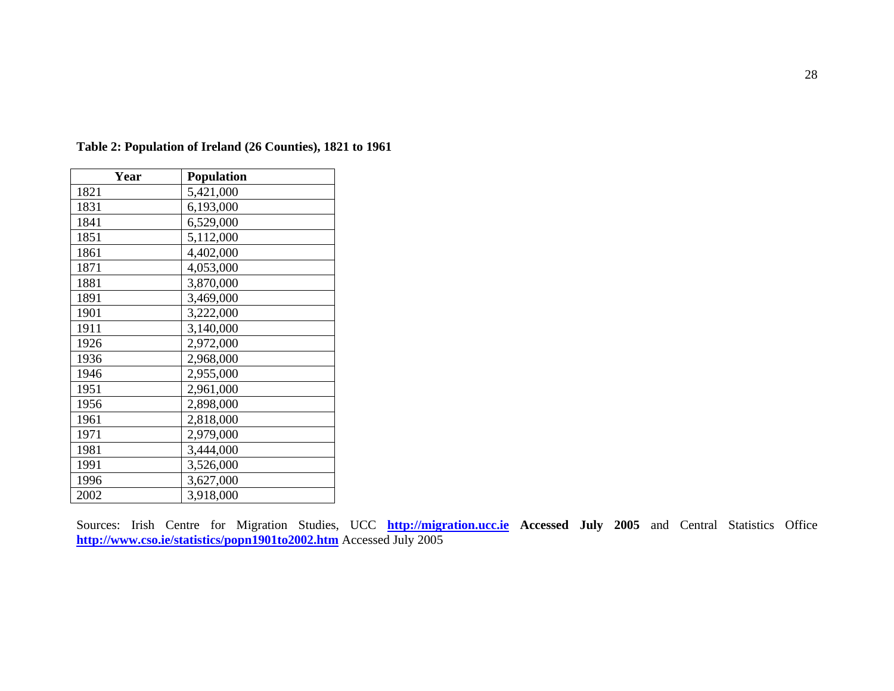**Table 2: Population of Ireland (26 Counties), 1821 to 1961**

| Year | Population |
|---|---|
| 1821 | 5,421,000 |
| 1831 | 6,193,000 |
| 1841 | 6,529,000 |
| 1851 | 5,112,000 |
| 1861 | 4,402,000 |
| 1871 | 4,053,000 |
| 1881 | 3,870,000 |
| 1891 | 3,469,000 |
| 1901 | 3,222,000 |
| 1911 | 3,140,000 |
| 1926 | 2,972,000 |
| 1936 | 2,968,000 |
| 1946 | 2,955,000 |
| 1951 | 2,961,000 |
| 1956 | 2,898,000 |
| 1961 | 2,818,000 |
| 1971 | 2,979,000 |
| 1981 | 3,444,000 |
| 1991 | 3,526,000 |
| 1996 | 3,627,000 |
| 2002 | 3,918,000 |

Sources: Irish Centre for Migration Studies, UCC **http://migration.ucc.ie** **Accessed July 2005** and Central Statistics Office **http://www.cso.ie/statistics/popn1901to2002.htm** Accessed July 2005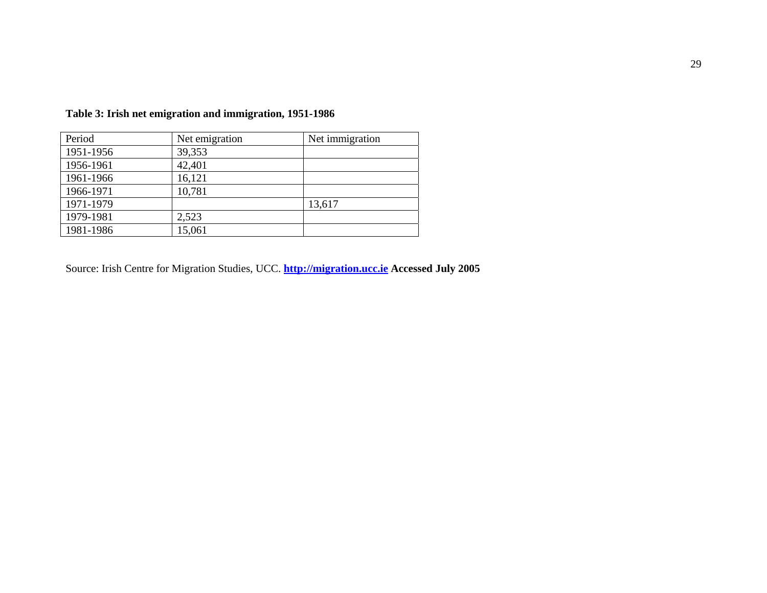**Table 3: Irish net emigration and immigration, 1951-1986**

| Period | Net emigration | Net immigration |
|---|---|---|
| 1951-1956 | 39,353 | |
| 1956-1961 | 42,401 | |
| 1961-1966 | 16,121 | |
| 1966-1971 | 10,781 | |
| 1971-1979 | | 13,617 |
| 1979-1981 | 2,523 | |
| 1981-1986 | 15,061 | |

Source: Irish Centre for Migration Studies, UCC. **http://migration.ucc.ie** **Accessed July 2005**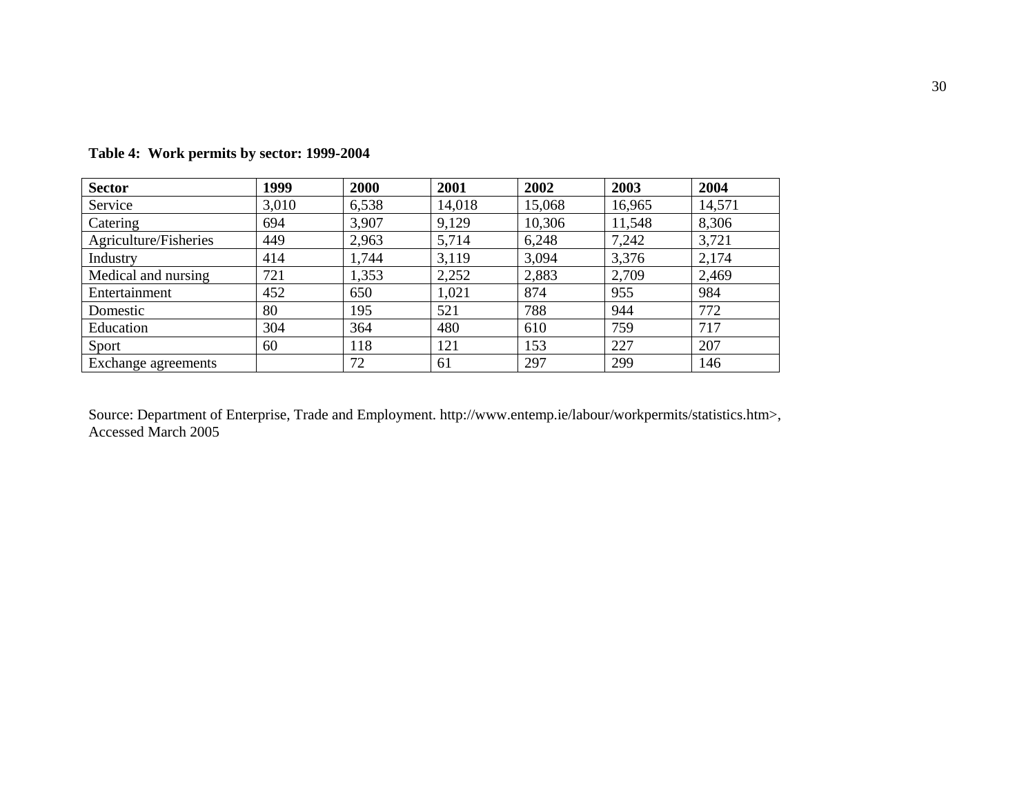**Table 4: Work permits by sector: 1999-2004**

| Sector | 1999 | 2000 | 2001 | 2002 | 2003 | 2004 |
|---|---|---|---|---|---|---|
| Service | 3,010 | 6,538 | 14,018 | 15,068 | 16,965 | 14,571 |
| Catering | 694 | 3,907 | 9,129 | 10,306 | 11,548 | 8,306 |
| Agriculture/Fisheries | 449 | 2,963 | 5,714 | 6,248 | 7,242 | 3,721 |
| Industry | 414 | 1,744 | 3,119 | 3,094 | 3,376 | 2,174 |
| Medical and nursing | 721 | 1,353 | 2,252 | 2,883 | 2,709 | 2,469 |
| Entertainment | 452 | 650 | 1,021 | 874 | 955 | 984 |
| Domestic | 80 | 195 | 521 | 788 | 944 | 772 |
| Education | 304 | 364 | 480 | 610 | 759 | 717 |
| Sport | 60 | 118 | 121 | 153 | 227 | 207 |
| Exchange agreements | | 72 | 61 | 297 | 299 | 146 |

Source: Department of Enterprise, Trade and Employment. http://www.entemp.ie/labour/workpermits/statistics.htm>, Accessed March 2005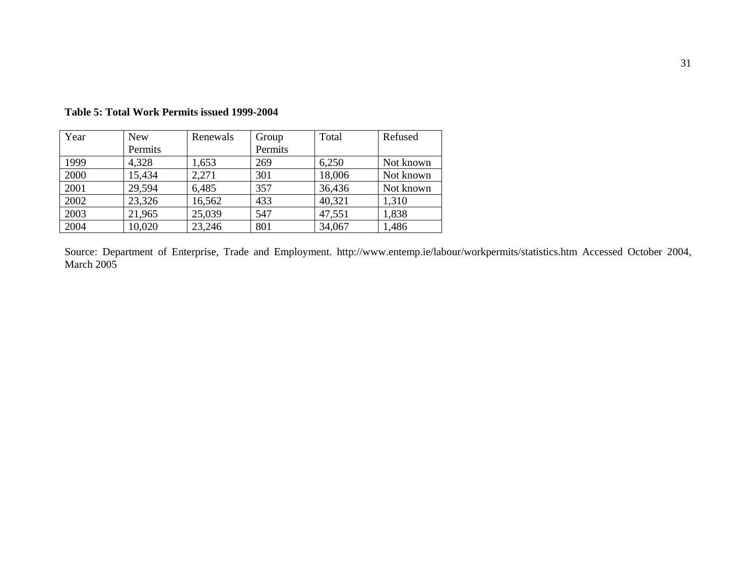**Table 5: Total Work Permits issued 1999-2004**

| Year | New Permits | Renewals | Group Permits | Total | Refused |
|---|---|---|---|---|---|
| 1999 | 4,328 | 1,653 | 269 | 6,250 | Not known |
| 2000 | 15,434 | 2,271 | 301 | 18,006 | Not known |
| 2001 | 29,594 | 6,485 | 357 | 36,436 | Not known |
| 2002 | 23,326 | 16,562 | 433 | 40,321 | 1,310 |
| 2003 | 21,965 | 25,039 | 547 | 47,551 | 1,838 |
| 2004 | 10,020 | 23,246 | 801 | 34,067 | 1,486 |

Source: Department of Enterprise, Trade and Employment. http://www.entemp.ie/labour/workpermits/statistics.htm Accessed October 2004, March 2005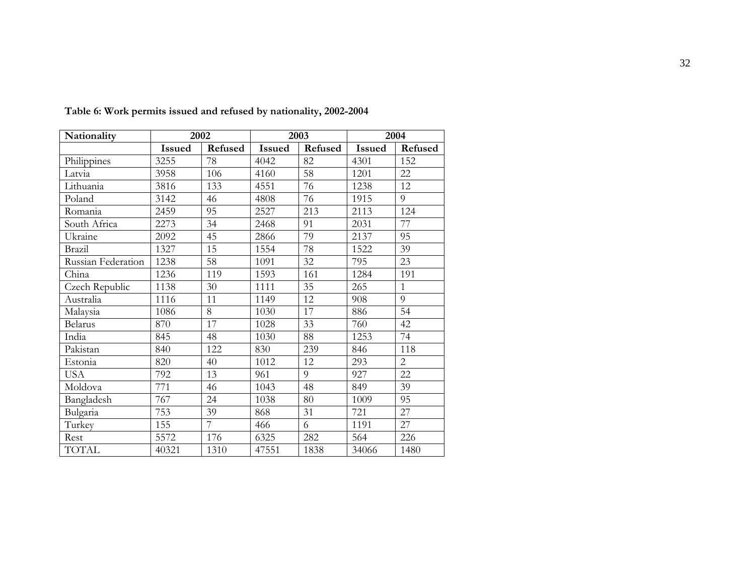**Table 6: Work permits issued and refused by nationality, 2002-2004**

| Nationality | 2002 | | 2003 | | 2004 | |
|---|---|---|---|---|---|---|
| | **Issued** | **Refused** | **Issued** | **Refused** | **Issued** | **Refused** |
| Philippines | 3255 | 78 | 4042 | 82 | 4301 | 152 |
| Latvia | 3958 | 106 | 4160 | 58 | 1201 | 22 |
| Lithuania | 3816 | 133 | 4551 | 76 | 1238 | 12 |
| Poland | 3142 | 46 | 4808 | 76 | 1915 | 9 |
| Romania | 2459 | 95 | 2527 | 213 | 2113 | 124 |
| South Africa | 2273 | 34 | 2468 | 91 | 2031 | 77 |
| Ukraine | 2092 | 45 | 2866 | 79 | 2137 | 95 |
| Brazil | 1327 | 15 | 1554 | 78 | 1522 | 39 |
| Russian Federation | 1238 | 58 | 1091 | 32 | 795 | 23 |
| China | 1236 | 119 | 1593 | 161 | 1284 | 191 |
| Czech Republic | 1138 | 30 | 1111 | 35 | 265 | 1 |
| Australia | 1116 | 11 | 1149 | 12 | 908 | 9 |
| Malaysia | 1086 | 8 | 1030 | 17 | 886 | 54 |
| Belarus | 870 | 17 | 1028 | 33 | 760 | 42 |
| India | 845 | 48 | 1030 | 88 | 1253 | 74 |
| Pakistan | 840 | 122 | 830 | 239 | 846 | 118 |
| Estonia | 820 | 40 | 1012 | 12 | 293 | 2 |
| USA | 792 | 13 | 961 | 9 | 927 | 22 |
| Moldova | 771 | 46 | 1043 | 48 | 849 | 39 |
| Bangladesh | 767 | 24 | 1038 | 80 | 1009 | 95 |
| Bulgaria | 753 | 39 | 868 | 31 | 721 | 27 |
| Turkey | 155 | 7 | 466 | 6 | 1191 | 27 |
| Rest | 5572 | 176 | 6325 | 282 | 564 | 226 |
| TOTAL | 40321 | 1310 | 47551 | 1838 | 34066 | 1480 |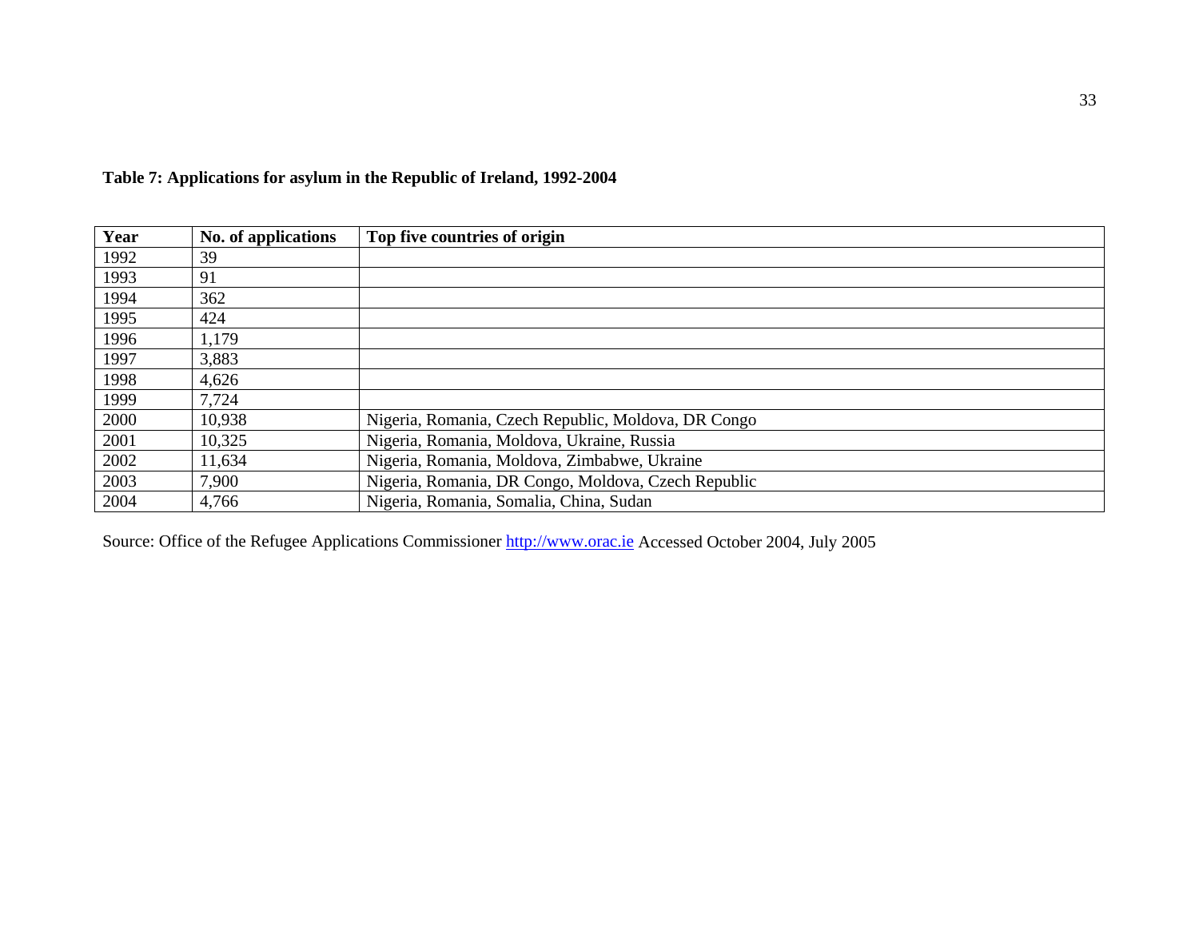**Table 7: Applications for asylum in the Republic of Ireland, 1992-2004**

| Year | No. of applications | Top five countries of origin |
|---|---|---|
| 1992 | 39 | |
| 1993 | 91 | |
| 1994 | 362 | |
| 1995 | 424 | |
| 1996 | 1,179 | |
| 1997 | 3,883 | |
| 1998 | 4,626 | |
| 1999 | 7,724 | |
| 2000 | 10,938 | Nigeria, Romania, Czech Republic, Moldova, DR Congo |
| 2001 | 10,325 | Nigeria, Romania, Moldova, Ukraine, Russia |
| 2002 | 11,634 | Nigeria, Romania, Moldova, Zimbabwe, Ukraine |
| 2003 | 7,900 | Nigeria, Romania, DR Congo, Moldova, Czech Republic |
| 2004 | 4,766 | Nigeria, Romania, Somalia, China, Sudan |

Source: Office of the Refugee Applications Commissioner http://www.orac.ie Accessed October 2004, July 2005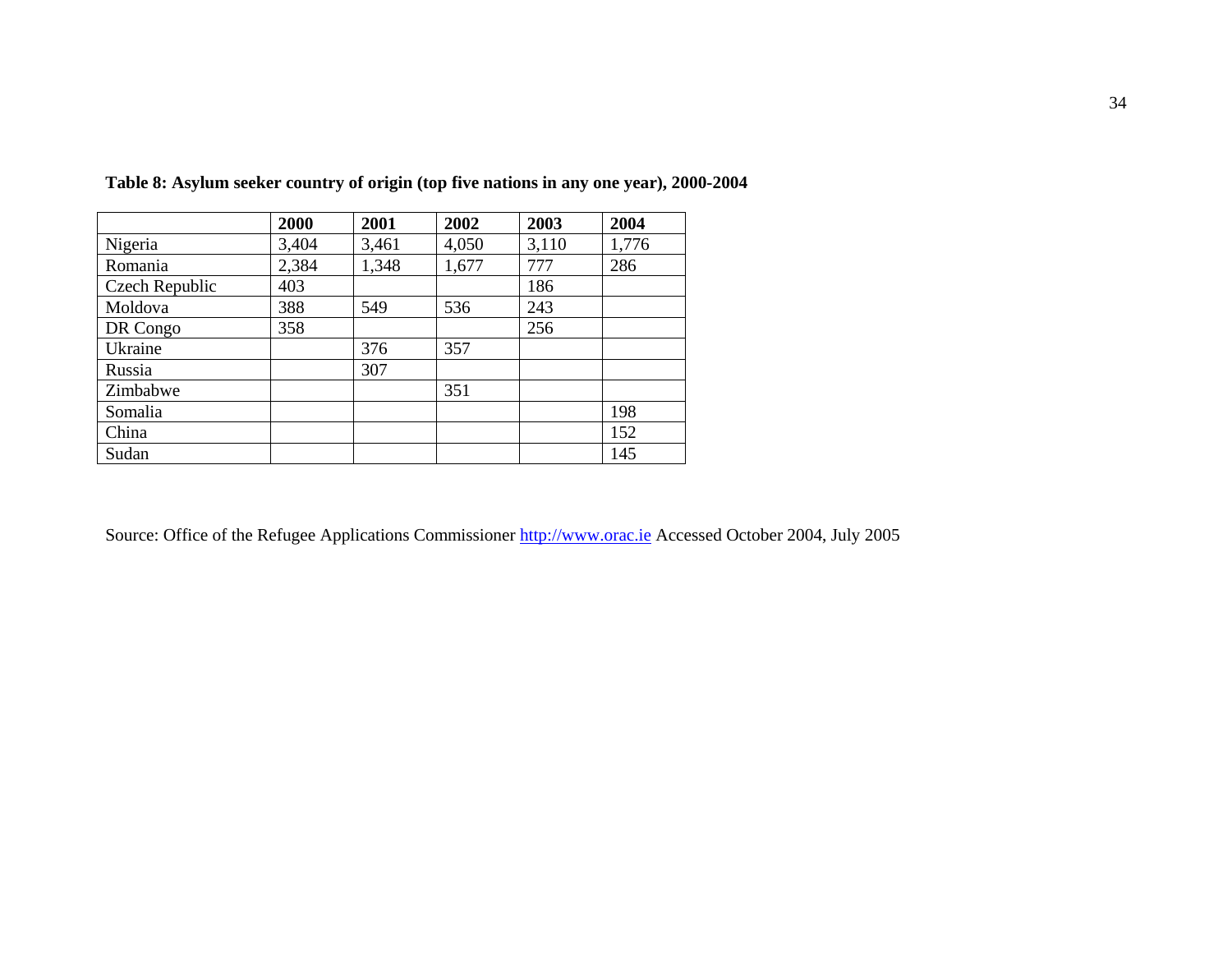**Table 8: Asylum seeker country of origin (top five nations in any one year), 2000-2004**

| | 2000 | 2001 | 2002 | 2003 | 2004 |
|---|---|---|---|---|---|
| Nigeria | 3,404 | 3,461 | 4,050 | 3,110 | 1,776 |
| Romania | 2,384 | 1,348 | 1,677 | 777 | 286 |
| Czech Republic | 403 | | | 186 | |
| Moldova | 388 | 549 | 536 | 243 | |
| DR Congo | 358 | | | 256 | |
| Ukraine | | 376 | 357 | | |
| Russia | | 307 | | | |
| Zimbabwe | | | 351 | | |
| Somalia | | | | | 198 |
| China | | | | | 152 |
| Sudan | | | | | 145 |

Source: Office of the Refugee Applications Commissioner http://www.orac.ie Accessed October 2004, July 2005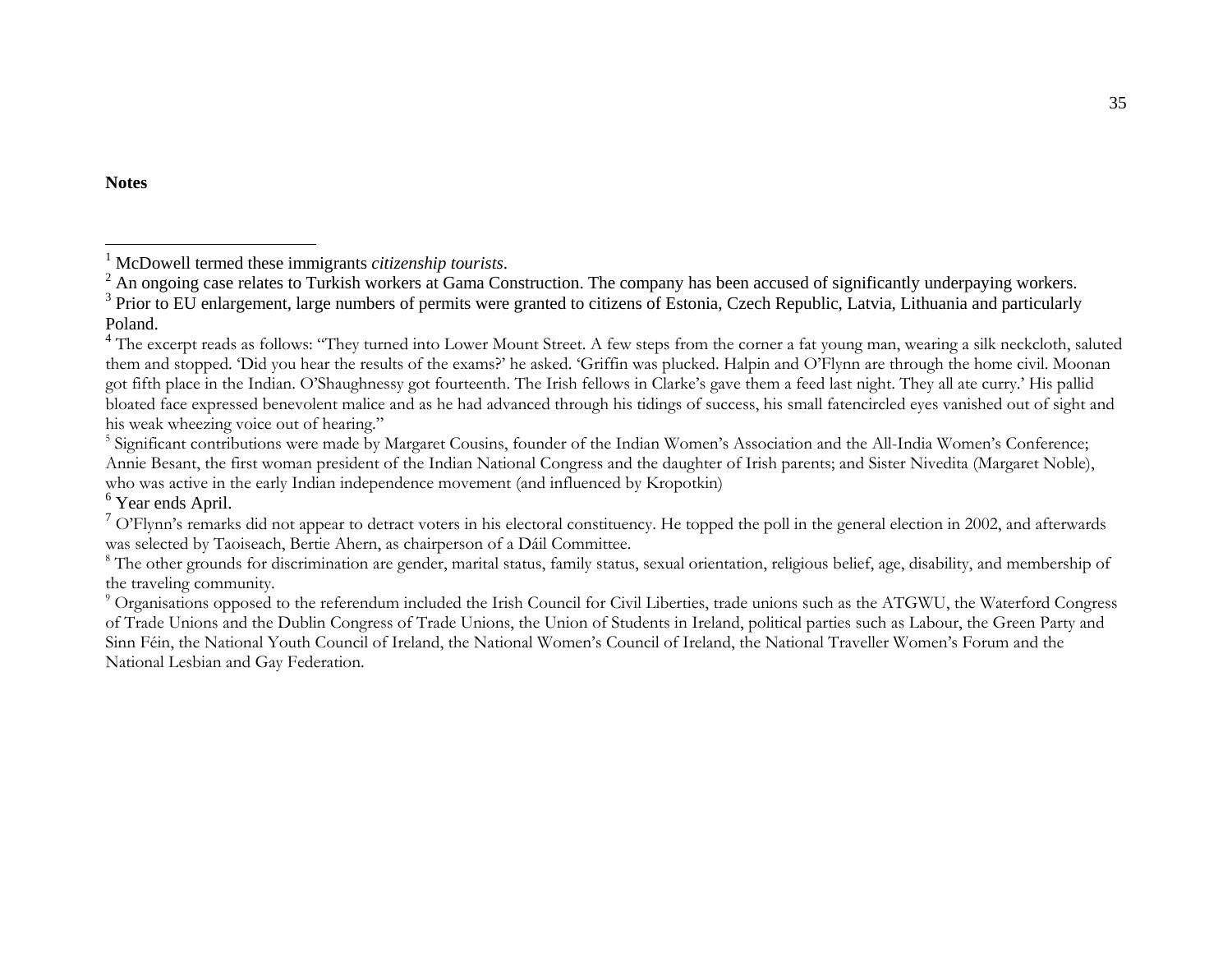**Notes**

[1] McDowell termed these immigrants *citizenship tourists*.

[2] An ongoing case relates to Turkish workers at Gama Construction. The company has been accused of significantly underpaying workers.

[3] Prior to EU enlargement, large numbers of permits were granted to citizens of Estonia, Czech Republic, Latvia, Lithuania and particularly Poland.

[4] The excerpt reads as follows: "They turned into Lower Mount Street. A few steps from the corner a fat young man, wearing a silk neckcloth, saluted them and stopped. 'Did you hear the results of the exams?' he asked. 'Griffin was plucked. Halpin and O'Flynn are through the home civil. Moonan got fifth place in the Indian. O'Shaughnessy got fourteenth. The Irish fellows in Clarke's gave them a feed last night. They all ate curry.' His pallid bloated face expressed benevolent malice and as he had advanced through his tidings of success, his small fatencircled eyes vanished out of sight and his weak wheezing voice out of hearing."

[5] Significant contributions were made by Margaret Cousins, founder of the Indian Women's Association and the All-India Women's Conference; Annie Besant, the first woman president of the Indian National Congress and the daughter of Irish parents; and Sister Nivedita (Margaret Noble), who was active in the early Indian independence movement (and influenced by Kropotkin)

[6] Year ends April.

[7] O'Flynn's remarks did not appear to detract voters in his electoral constituency. He topped the poll in the general election in 2002, and afterwards was selected by Taoiseach, Bertie Ahern, as chairperson of a Dáil Committee.

[8] The other grounds for discrimination are gender, marital status, family status, sexual orientation, religious belief, age, disability, and membership of the traveling community.

[9] Organisations opposed to the referendum included the Irish Council for Civil Liberties, trade unions such as the ATGWU, the Waterford Congress of Trade Unions and the Dublin Congress of Trade Unions, the Union of Students in Ireland, political parties such as Labour, the Green Party and Sinn Féin, the National Youth Council of Ireland, the National Women's Council of Ireland, the National Traveller Women's Forum and the National Lesbian and Gay Federation.